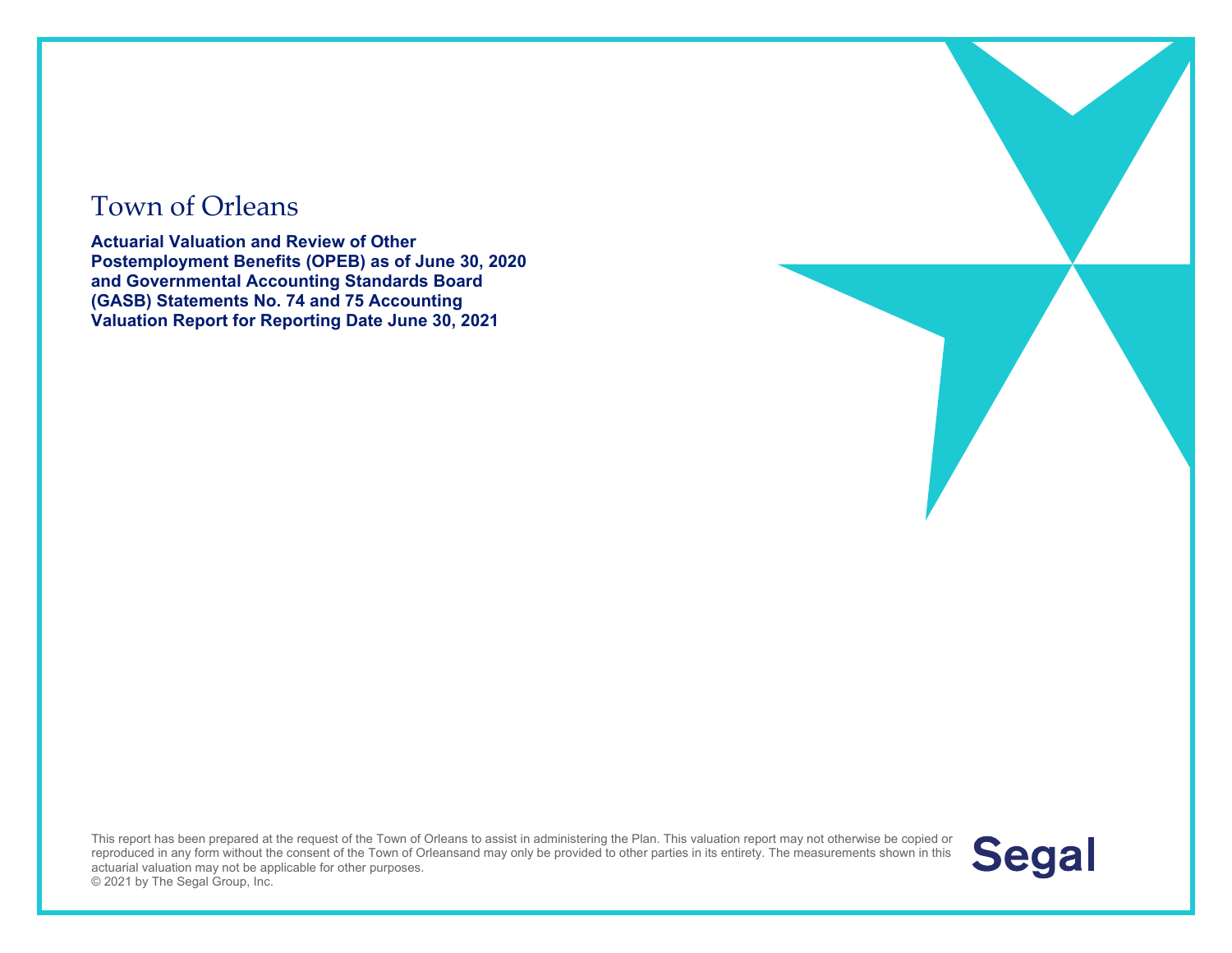# Town of Orleans

**Actuarial Valuation and Review of Other Postemployment Benefits (OPEB) as of June 30, 2020 and Governmental Accounting Standards Board (GASB) Statements No. 74 and 75 Accounting Valuation Report for Reporting Date June 30, 2021**

This report has been prepared at the request of the Town of Orleans to assist in administering the Plan. This valuation report may not otherwise be copied or reproduced in any form without the consent of the Town of Orleansand may only be provided to other parties in its entirety. The measurements shown in this actuarial valuation may not be applicable for other purposes.
© 2021 by The Segal Group, Inc.

Segal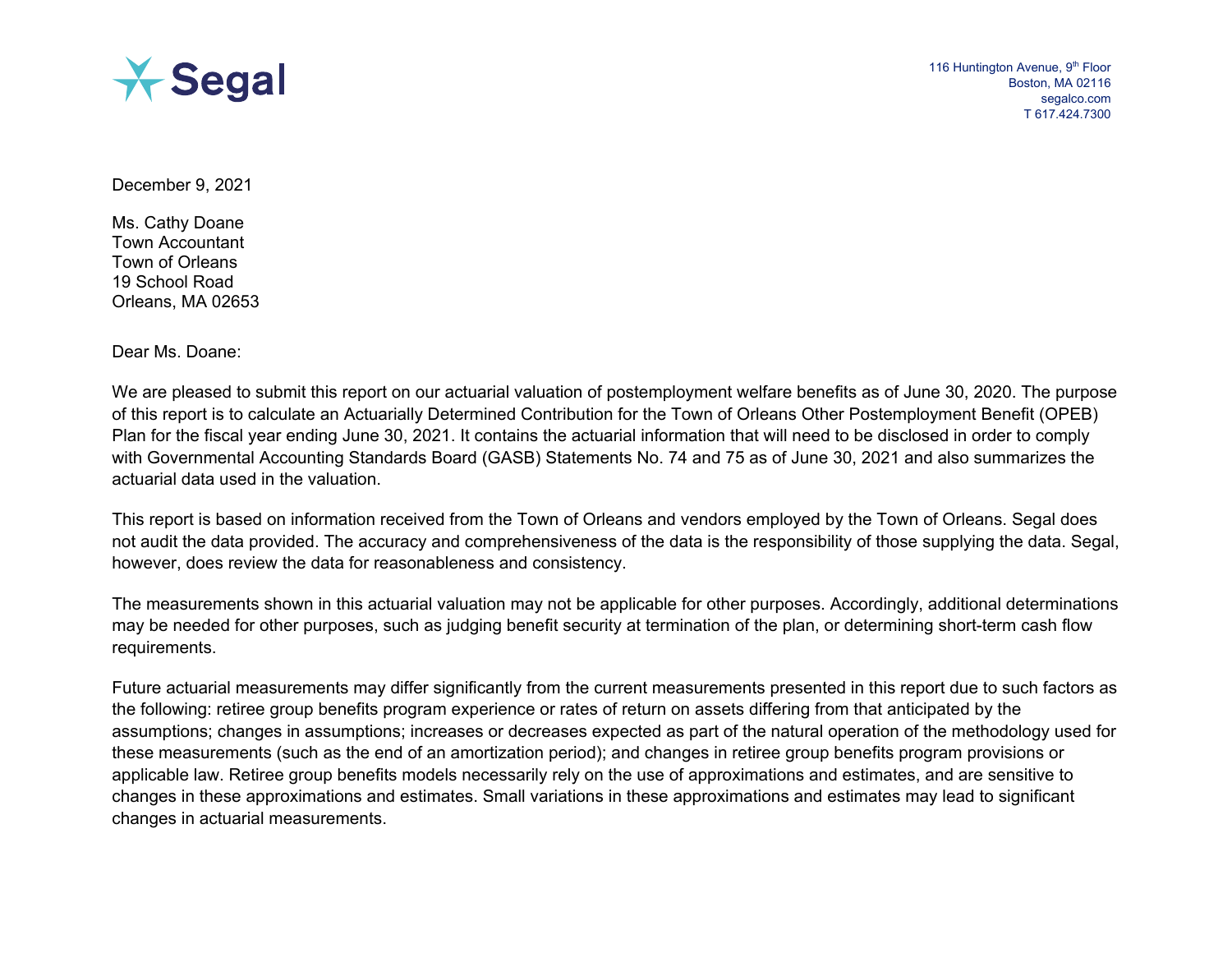Segal

116 Huntington Avenue, 9th Floor
Boston, MA 02116
segalco.com
T 617.424.7300

December 9, 2021

Ms. Cathy Doane
Town Accountant
Town of Orleans
19 School Road
Orleans, MA 02653

Dear Ms. Doane:

We are pleased to submit this report on our actuarial valuation of postemployment welfare benefits as of June 30, 2020. The purpose of this report is to calculate an Actuarially Determined Contribution for the Town of Orleans Other Postemployment Benefit (OPEB) Plan for the fiscal year ending June 30, 2021. It contains the actuarial information that will need to be disclosed in order to comply with Governmental Accounting Standards Board (GASB) Statements No. 74 and 75 as of June 30, 2021 and also summarizes the actuarial data used in the valuation.

This report is based on information received from the Town of Orleans and vendors employed by the Town of Orleans. Segal does not audit the data provided. The accuracy and comprehensiveness of the data is the responsibility of those supplying the data. Segal, however, does review the data for reasonableness and consistency.

The measurements shown in this actuarial valuation may not be applicable for other purposes. Accordingly, additional determinations may be needed for other purposes, such as judging benefit security at termination of the plan, or determining short-term cash flow requirements.

Future actuarial measurements may differ significantly from the current measurements presented in this report due to such factors as the following: retiree group benefits program experience or rates of return on assets differing from that anticipated by the assumptions; changes in assumptions; increases or decreases expected as part of the natural operation of the methodology used for these measurements (such as the end of an amortization period); and changes in retiree group benefits program provisions or applicable law. Retiree group benefits models necessarily rely on the use of approximations and estimates, and are sensitive to changes in these approximations and estimates. Small variations in these approximations and estimates may lead to significant changes in actuarial measurements.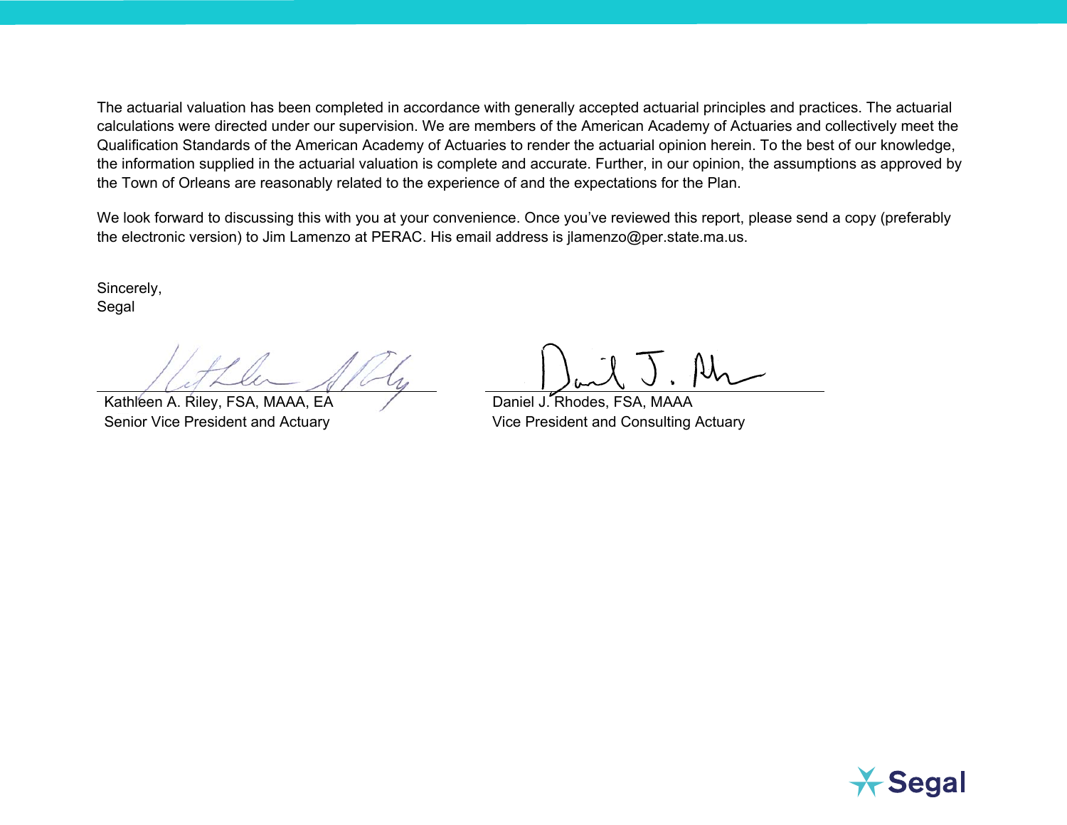The actuarial valuation has been completed in accordance with generally accepted actuarial principles and practices. The actuarial calculations were directed under our supervision. We are members of the American Academy of Actuaries and collectively meet the Qualification Standards of the American Academy of Actuaries to render the actuarial opinion herein. To the best of our knowledge, the information supplied in the actuarial valuation is complete and accurate. Further, in our opinion, the assumptions as approved by the Town of Orleans are reasonably related to the experience of and the expectations for the Plan.

We look forward to discussing this with you at your convenience. Once you've reviewed this report, please send a copy (preferably the electronic version) to Jim Lamenzo at PERAC. His email address is jlamenzo@per.state.ma.us.

Sincerely,
Segal

Kathleen A. Riley, FSA, MAAA, EA
Senior Vice President and Actuary

Daniel J. Rhodes, FSA, MAAA
Vice President and Consulting Actuary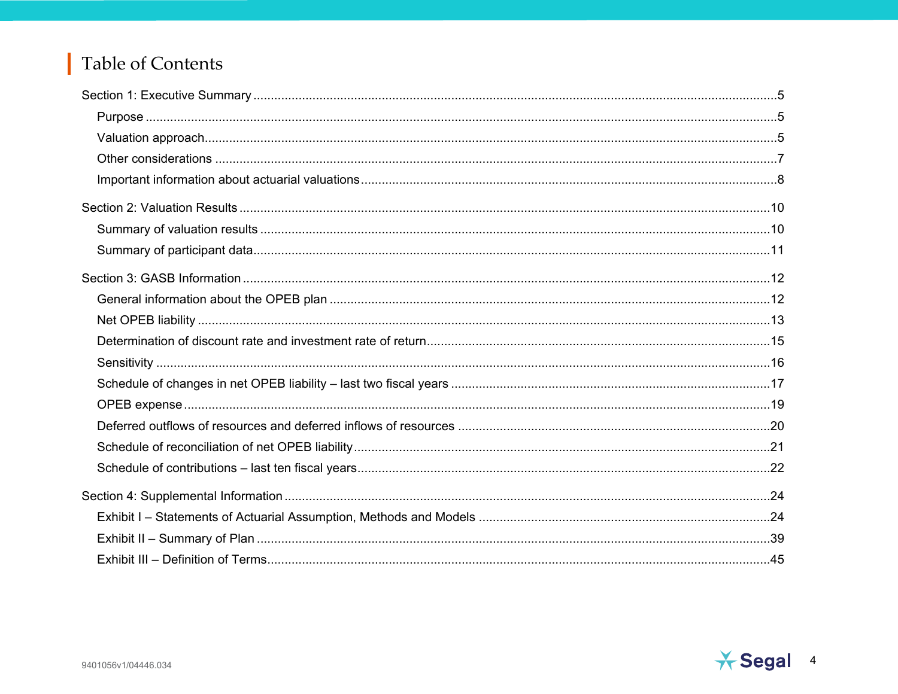# Table of Contents

Section 1: Executive Summary ..... 5

- Purpose ..... 5
- Valuation approach ..... 5
- Other considerations ..... 7
- Important information about actuarial valuations ..... 8

Section 2: Valuation Results ..... 10

- Summary of valuation results ..... 10
- Summary of participant data ..... 11

Section 3: GASB Information ..... 12

- General information about the OPEB plan ..... 12
- Net OPEB liability ..... 13
- Determination of discount rate and investment rate of return ..... 15
- Sensitivity ..... 16
- Schedule of changes in net OPEB liability – last two fiscal years ..... 17
- OPEB expense ..... 19
- Deferred outflows of resources and deferred inflows of resources ..... 20
- Schedule of reconciliation of net OPEB liability ..... 21
- Schedule of contributions – last ten fiscal years ..... 22

Section 4: Supplemental Information ..... 24

- Exhibit I – Statements of Actuarial Assumption, Methods and Models ..... 24
- Exhibit II – Summary of Plan ..... 39
- Exhibit III – Definition of Terms ..... 45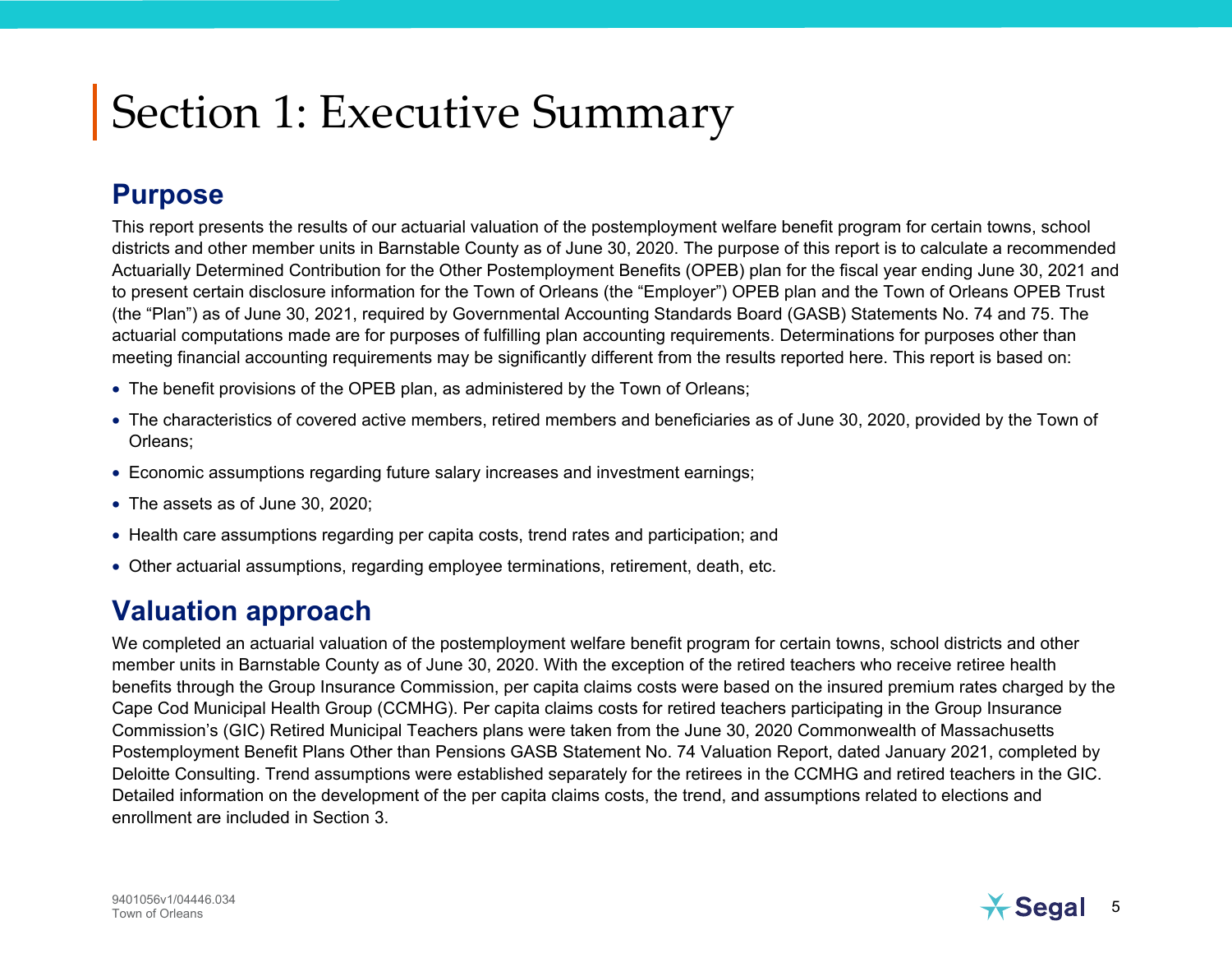# Section 1: Executive Summary

## Purpose

This report presents the results of our actuarial valuation of the postemployment welfare benefit program for certain towns, school districts and other member units in Barnstable County as of June 30, 2020. The purpose of this report is to calculate a recommended Actuarially Determined Contribution for the Other Postemployment Benefits (OPEB) plan for the fiscal year ending June 30, 2021 and to present certain disclosure information for the Town of Orleans (the “Employer”) OPEB plan and the Town of Orleans OPEB Trust (the “Plan”) as of June 30, 2021, required by Governmental Accounting Standards Board (GASB) Statements No. 74 and 75. The actuarial computations made are for purposes of fulfilling plan accounting requirements. Determinations for purposes other than meeting financial accounting requirements may be significantly different from the results reported here. This report is based on:

- The benefit provisions of the OPEB plan, as administered by the Town of Orleans;
- The characteristics of covered active members, retired members and beneficiaries as of June 30, 2020, provided by the Town of Orleans;
- Economic assumptions regarding future salary increases and investment earnings;
- The assets as of June 30, 2020;
- Health care assumptions regarding per capita costs, trend rates and participation; and
- Other actuarial assumptions, regarding employee terminations, retirement, death, etc.

## Valuation approach

We completed an actuarial valuation of the postemployment welfare benefit program for certain towns, school districts and other member units in Barnstable County as of June 30, 2020. With the exception of the retired teachers who receive retiree health benefits through the Group Insurance Commission, per capita claims costs were based on the insured premium rates charged by the Cape Cod Municipal Health Group (CCMHG). Per capita claims costs for retired teachers participating in the Group Insurance Commission’s (GIC) Retired Municipal Teachers plans were taken from the June 30, 2020 Commonwealth of Massachusetts Postemployment Benefit Plans Other than Pensions GASB Statement No. 74 Valuation Report, dated January 2021, completed by Deloitte Consulting. Trend assumptions were established separately for the retirees in the CCMHG and retired teachers in the GIC. Detailed information on the development of the per capita claims costs, the trend, and assumptions related to elections and enrollment are included in Section 3.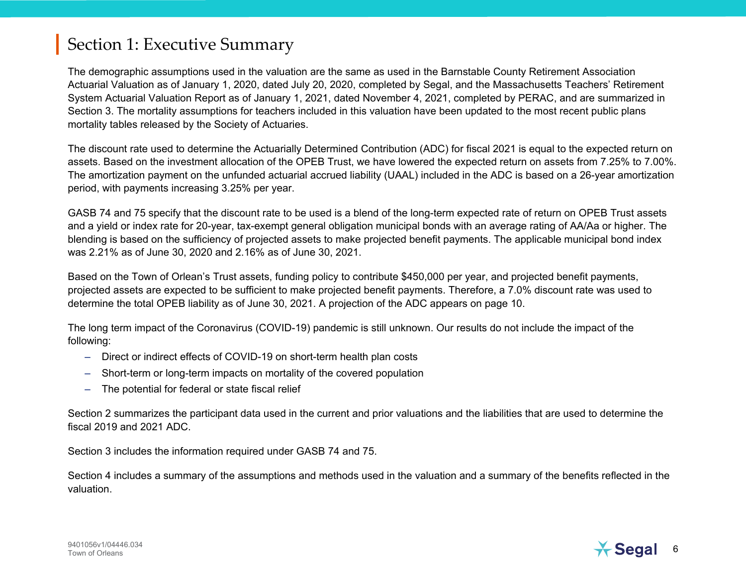# Section 1: Executive Summary

The demographic assumptions used in the valuation are the same as used in the Barnstable County Retirement Association Actuarial Valuation as of January 1, 2020, dated July 20, 2020, completed by Segal, and the Massachusetts Teachers' Retirement System Actuarial Valuation Report as of January 1, 2021, dated November 4, 2021, completed by PERAC, and are summarized in Section 3. The mortality assumptions for teachers included in this valuation have been updated to the most recent public plans mortality tables released by the Society of Actuaries.

The discount rate used to determine the Actuarially Determined Contribution (ADC) for fiscal 2021 is equal to the expected return on assets. Based on the investment allocation of the OPEB Trust, we have lowered the expected return on assets from 7.25% to 7.00%. The amortization payment on the unfunded actuarial accrued liability (UAAL) included in the ADC is based on a 26-year amortization period, with payments increasing 3.25% per year.

GASB 74 and 75 specify that the discount rate to be used is a blend of the long-term expected rate of return on OPEB Trust assets and a yield or index rate for 20-year, tax-exempt general obligation municipal bonds with an average rating of AA/Aa or higher. The blending is based on the sufficiency of projected assets to make projected benefit payments. The applicable municipal bond index was 2.21% as of June 30, 2020 and 2.16% as of June 30, 2021.

Based on the Town of Orlean's Trust assets, funding policy to contribute $450,000 per year, and projected benefit payments, projected assets are expected to be sufficient to make projected benefit payments. Therefore, a 7.0% discount rate was used to determine the total OPEB liability as of June 30, 2021. A projection of the ADC appears on page 10.

The long term impact of the Coronavirus (COVID-19) pandemic is still unknown. Our results do not include the impact of the following:

- Direct or indirect effects of COVID-19 on short-term health plan costs
- Short-term or long-term impacts on mortality of the covered population
- The potential for federal or state fiscal relief

Section 2 summarizes the participant data used in the current and prior valuations and the liabilities that are used to determine the fiscal 2019 and 2021 ADC.

Section 3 includes the information required under GASB 74 and 75.

Section 4 includes a summary of the assumptions and methods used in the valuation and a summary of the benefits reflected in the valuation.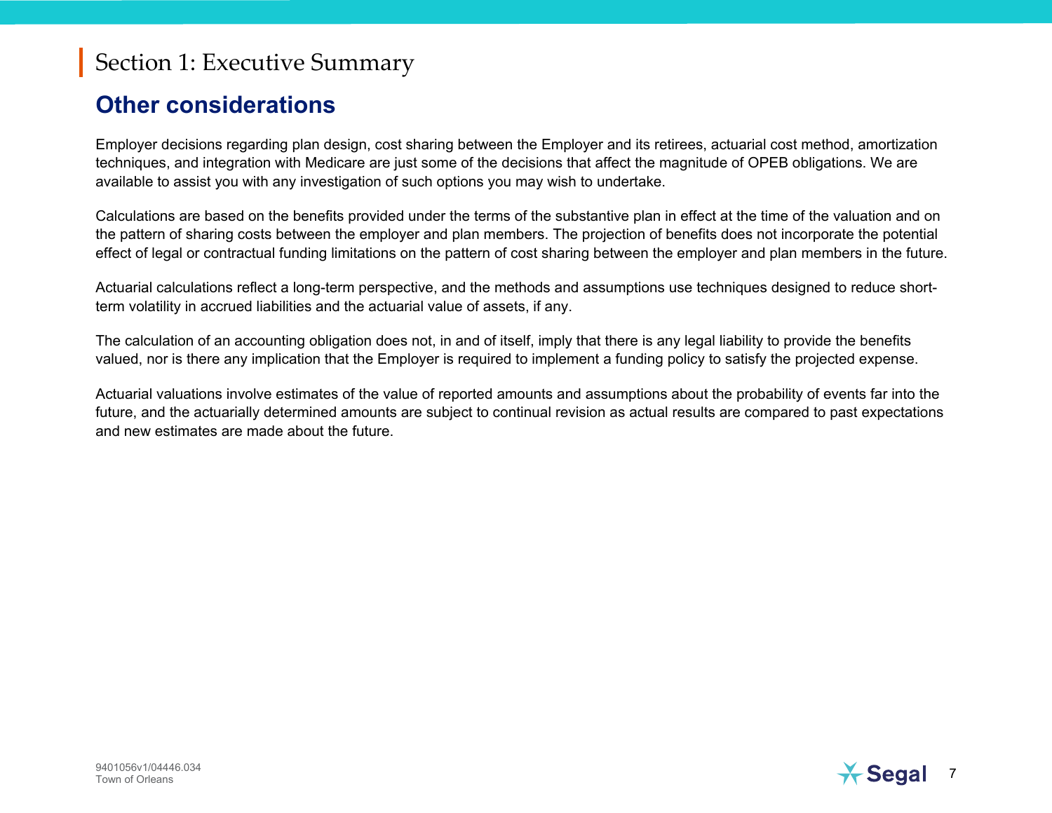# Section 1: Executive Summary

## Other considerations

Employer decisions regarding plan design, cost sharing between the Employer and its retirees, actuarial cost method, amortization techniques, and integration with Medicare are just some of the decisions that affect the magnitude of OPEB obligations. We are available to assist you with any investigation of such options you may wish to undertake.

Calculations are based on the benefits provided under the terms of the substantive plan in effect at the time of the valuation and on the pattern of sharing costs between the employer and plan members. The projection of benefits does not incorporate the potential effect of legal or contractual funding limitations on the pattern of cost sharing between the employer and plan members in the future.

Actuarial calculations reflect a long-term perspective, and the methods and assumptions use techniques designed to reduce short-term volatility in accrued liabilities and the actuarial value of assets, if any.

The calculation of an accounting obligation does not, in and of itself, imply that there is any legal liability to provide the benefits valued, nor is there any implication that the Employer is required to implement a funding policy to satisfy the projected expense.

Actuarial valuations involve estimates of the value of reported amounts and assumptions about the probability of events far into the future, and the actuarially determined amounts are subject to continual revision as actual results are compared to past expectations and new estimates are made about the future.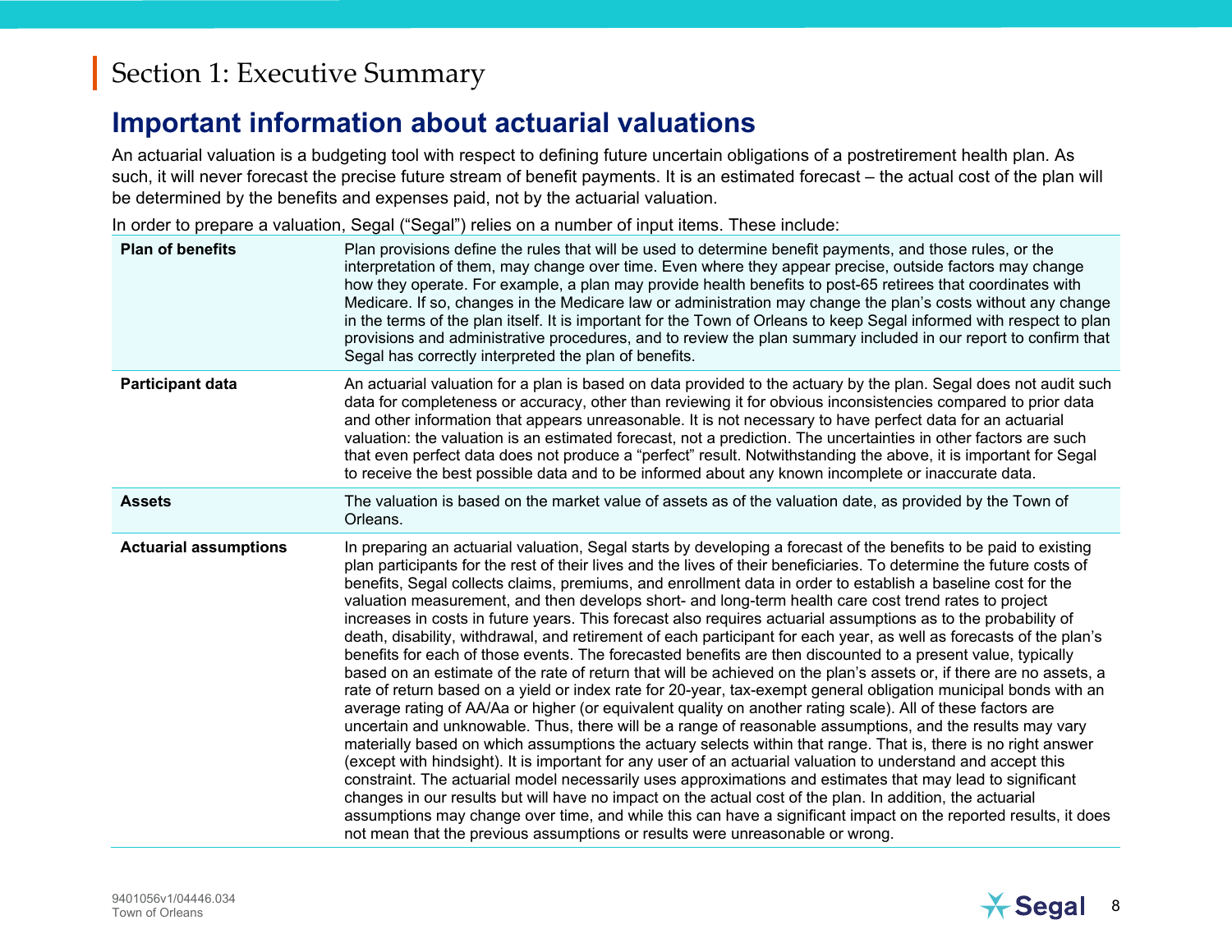# Section 1: Executive Summary

## Important information about actuarial valuations

An actuarial valuation is a budgeting tool with respect to defining future uncertain obligations of a postretirement health plan. As such, it will never forecast the precise future stream of benefit payments. It is an estimated forecast – the actual cost of the plan will be determined by the benefits and expenses paid, not by the actuarial valuation.

In order to prepare a valuation, Segal ("Segal") relies on a number of input items. These include:

| | |
|---|---|
| **Plan of benefits** | Plan provisions define the rules that will be used to determine benefit payments, and those rules, or the interpretation of them, may change over time. Even where they appear precise, outside factors may change how they operate. For example, a plan may provide health benefits to post-65 retirees that coordinates with Medicare. If so, changes in the Medicare law or administration may change the plan's costs without any change in the terms of the plan itself. It is important for the Town of Orleans to keep Segal informed with respect to plan provisions and administrative procedures, and to review the plan summary included in our report to confirm that Segal has correctly interpreted the plan of benefits. |
| **Participant data** | An actuarial valuation for a plan is based on data provided to the actuary by the plan. Segal does not audit such data for completeness or accuracy, other than reviewing it for obvious inconsistencies compared to prior data and other information that appears unreasonable. It is not necessary to have perfect data for an actuarial valuation: the valuation is an estimated forecast, not a prediction. The uncertainties in other factors are such that even perfect data does not produce a "perfect" result. Notwithstanding the above, it is important for Segal to receive the best possible data and to be informed about any known incomplete or inaccurate data. |
| **Assets** | The valuation is based on the market value of assets as of the valuation date, as provided by the Town of Orleans. |
| **Actuarial assumptions** | In preparing an actuarial valuation, Segal starts by developing a forecast of the benefits to be paid to existing plan participants for the rest of their lives and the lives of their beneficiaries. To determine the future costs of benefits, Segal collects claims, premiums, and enrollment data in order to establish a baseline cost for the valuation measurement, and then develops short- and long-term health care cost trend rates to project increases in costs in future years. This forecast also requires actuarial assumptions as to the probability of death, disability, withdrawal, and retirement of each participant for each year, as well as forecasts of the plan's benefits for each of those events. The forecasted benefits are then discounted to a present value, typically based on an estimate of the rate of return that will be achieved on the plan's assets or, if there are no assets, a rate of return based on a yield or index rate for 20-year, tax-exempt general obligation municipal bonds with an average rating of AA/Aa or higher (or equivalent quality on another rating scale). All of these factors are uncertain and unknowable. Thus, there will be a range of reasonable assumptions, and the results may vary materially based on which assumptions the actuary selects within that range. That is, there is no right answer (except with hindsight). It is important for any user of an actuarial valuation to understand and accept this constraint. The actuarial model necessarily uses approximations and estimates that may lead to significant changes in our results but will have no impact on the actual cost of the plan. In addition, the actuarial assumptions may change over time, and while this can have a significant impact on the reported results, it does not mean that the previous assumptions or results were unreasonable or wrong. |

9401056v1/04446.034
Town of Orleans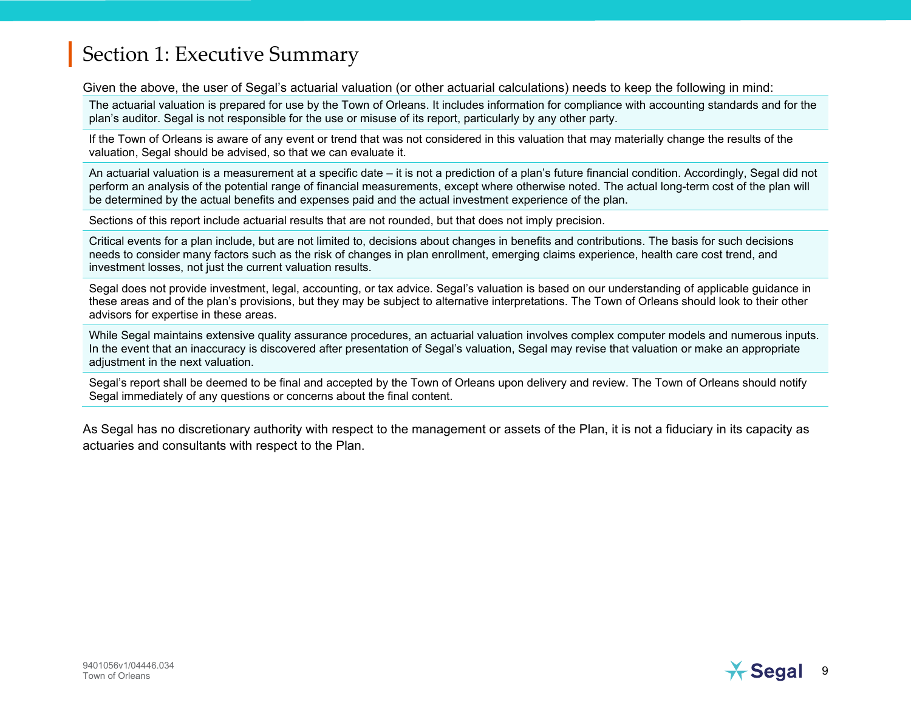# Section 1: Executive Summary

Given the above, the user of Segal's actuarial valuation (or other actuarial calculations) needs to keep the following in mind:

- The actuarial valuation is prepared for use by the Town of Orleans. It includes information for compliance with accounting standards and for the plan's auditor. Segal is not responsible for the use or misuse of its report, particularly by any other party.
- If the Town of Orleans is aware of any event or trend that was not considered in this valuation that may materially change the results of the valuation, Segal should be advised, so that we can evaluate it.
- An actuarial valuation is a measurement at a specific date – it is not a prediction of a plan's future financial condition. Accordingly, Segal did not perform an analysis of the potential range of financial measurements, except where otherwise noted. The actual long-term cost of the plan will be determined by the actual benefits and expenses paid and the actual investment experience of the plan.
- Sections of this report include actuarial results that are not rounded, but that does not imply precision.
- Critical events for a plan include, but are not limited to, decisions about changes in benefits and contributions. The basis for such decisions needs to consider many factors such as the risk of changes in plan enrollment, emerging claims experience, health care cost trend, and investment losses, not just the current valuation results.
- Segal does not provide investment, legal, accounting, or tax advice. Segal's valuation is based on our understanding of applicable guidance in these areas and of the plan's provisions, but they may be subject to alternative interpretations. The Town of Orleans should look to their other advisors for expertise in these areas.
- While Segal maintains extensive quality assurance procedures, an actuarial valuation involves complex computer models and numerous inputs. In the event that an inaccuracy is discovered after presentation of Segal's valuation, Segal may revise that valuation or make an appropriate adjustment in the next valuation.
- Segal's report shall be deemed to be final and accepted by the Town of Orleans upon delivery and review. The Town of Orleans should notify Segal immediately of any questions or concerns about the final content.

As Segal has no discretionary authority with respect to the management or assets of the Plan, it is not a fiduciary in its capacity as actuaries and consultants with respect to the Plan.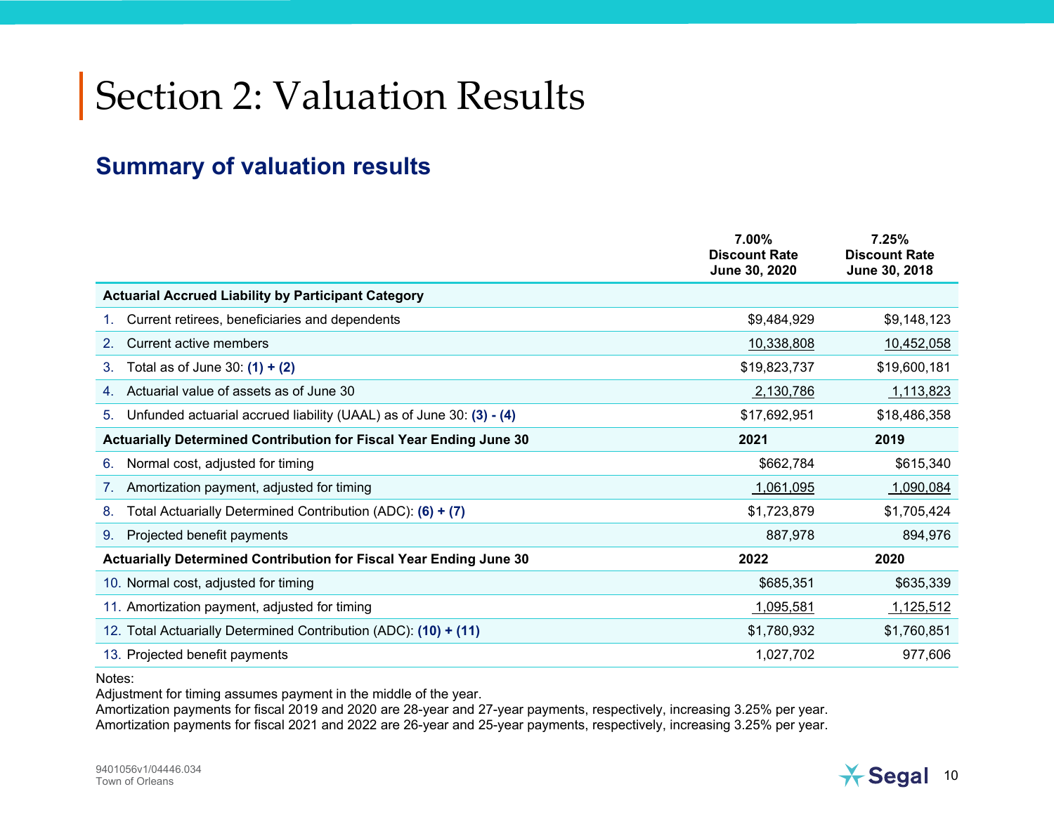# Section 2: Valuation Results

## Summary of valuation results

| | 7.00% Discount Rate June 30, 2020 | 7.25% Discount Rate June 30, 2018 |
|---|---|---|
| **Actuarial Accrued Liability by Participant Category** | | |
| 1. Current retirees, beneficiaries and dependents | $9,484,929 | $9,148,123 |
| 2. Current active members | 10,338,808 | 10,452,058 |
| 3. Total as of June 30: **(1) + (2)** | $19,823,737 | $19,600,181 |
| 4. Actuarial value of assets as of June 30 | 2,130,786 | 1,113,823 |
| 5. Unfunded actuarial accrued liability (UAAL) as of June 30: **(3) - (4)** | $17,692,951 | $18,486,358 |
| **Actuarially Determined Contribution for Fiscal Year Ending June 30** | **2021** | **2019** |
| 6. Normal cost, adjusted for timing | $662,784 | $615,340 |
| 7. Amortization payment, adjusted for timing | 1,061,095 | 1,090,084 |
| 8. Total Actuarially Determined Contribution (ADC): **(6) + (7)** | $1,723,879 | $1,705,424 |
| 9. Projected benefit payments | 887,978 | 894,976 |
| **Actuarially Determined Contribution for Fiscal Year Ending June 30** | **2022** | **2020** |
| 10. Normal cost, adjusted for timing | $685,351 | $635,339 |
| 11. Amortization payment, adjusted for timing | 1,095,581 | 1,125,512 |
| 12. Total Actuarially Determined Contribution (ADC): **(10) + (11)** | $1,780,932 | $1,760,851 |
| 13. Projected benefit payments | 1,027,702 | 977,606 |

Notes:
Adjustment for timing assumes payment in the middle of the year.
Amortization payments for fiscal 2019 and 2020 are 28-year and 27-year payments, respectively, increasing 3.25% per year.
Amortization payments for fiscal 2021 and 2022 are 26-year and 25-year payments, respectively, increasing 3.25% per year.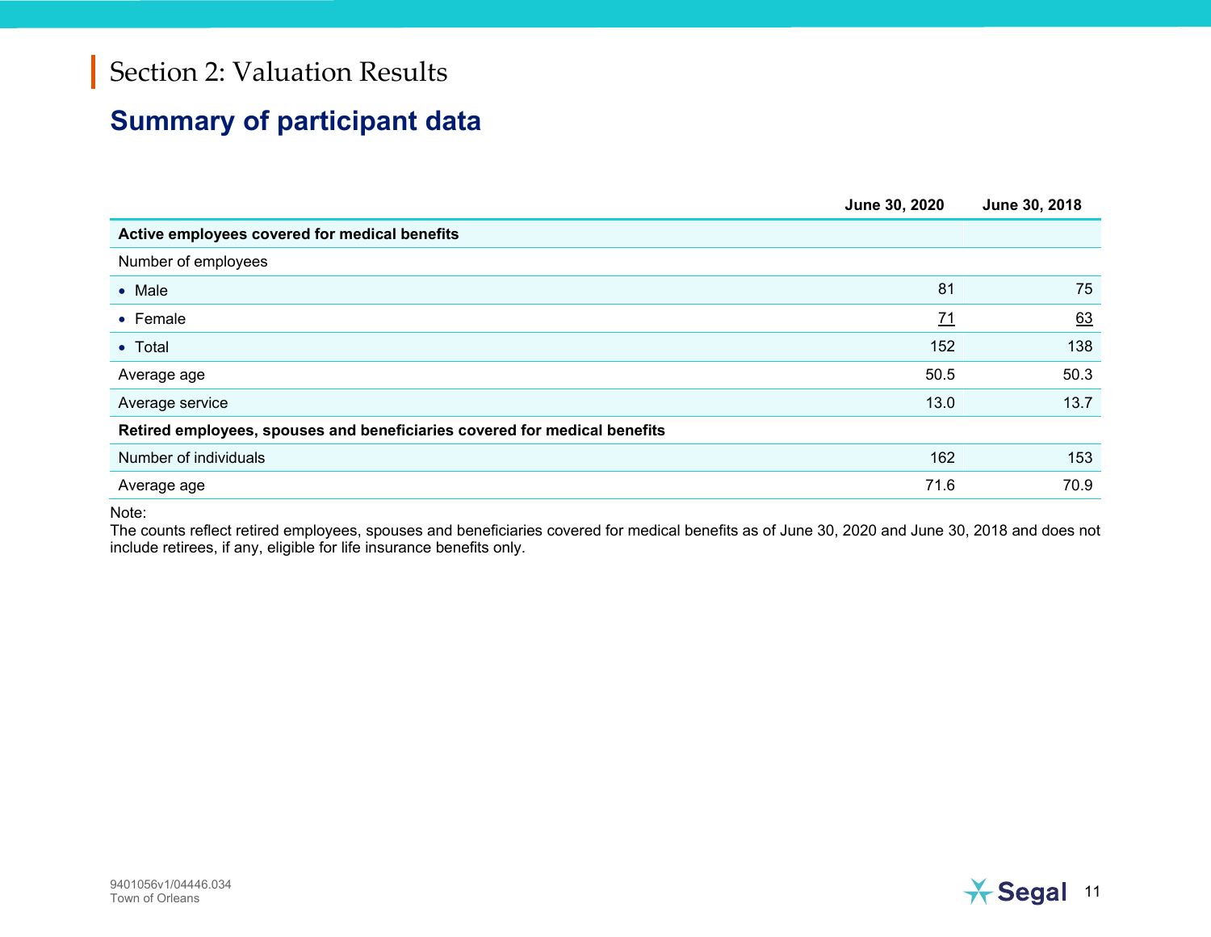# Section 2: Valuation Results

## Summary of participant data

| | June 30, 2020 | June 30, 2018 |
|---|---|---|
| **Active employees covered for medical benefits** | | |
| Number of employees | | |
| • Male | 81 | 75 |
| • Female | 71 | 63 |
| • Total | 152 | 138 |
| Average age | 50.5 | 50.3 |
| Average service | 13.0 | 13.7 |
| **Retired employees, spouses and beneficiaries covered for medical benefits** | | |
| Number of individuals | 162 | 153 |
| Average age | 71.6 | 70.9 |

Note:
The counts reflect retired employees, spouses and beneficiaries covered for medical benefits as of June 30, 2020 and June 30, 2018 and does not include retirees, if any, eligible for life insurance benefits only.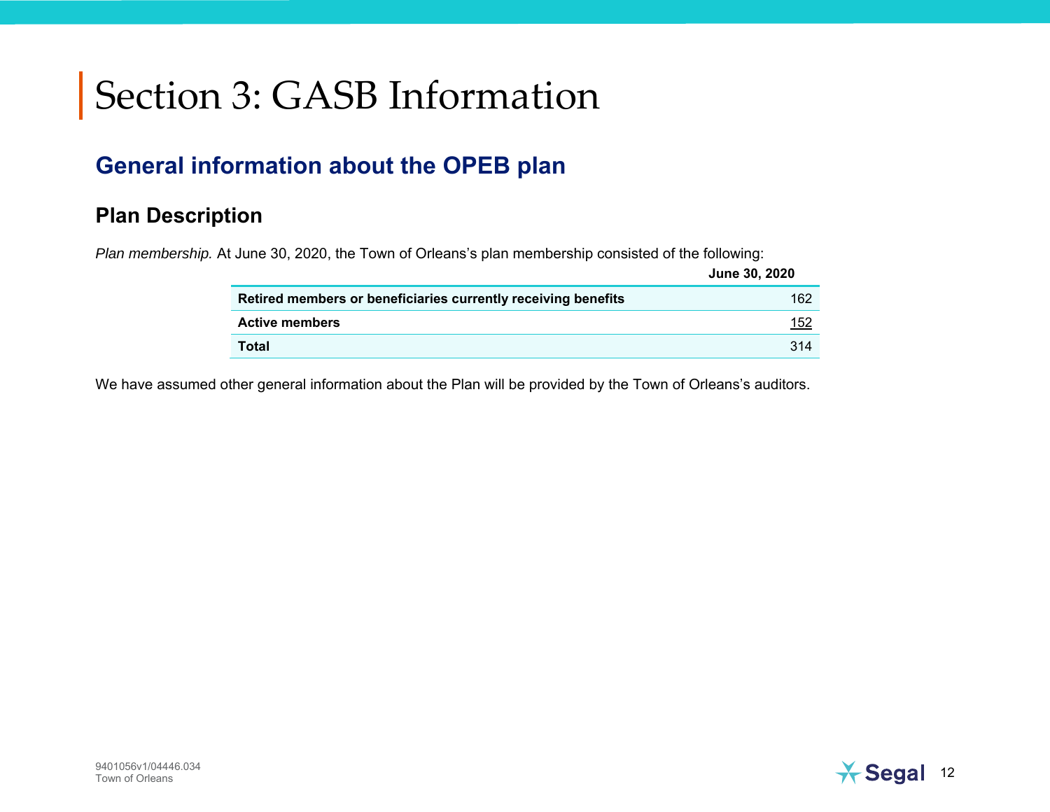# Section 3: GASB Information

## General information about the OPEB plan

### Plan Description

*Plan membership.* At June 30, 2020, the Town of Orleans's plan membership consisted of the following:

| | June 30, 2020 |
|---|---|
| **Retired members or beneficiaries currently receiving benefits** | 162 |
| **Active members** | 152 |
| **Total** | 314 |

We have assumed other general information about the Plan will be provided by the Town of Orleans's auditors.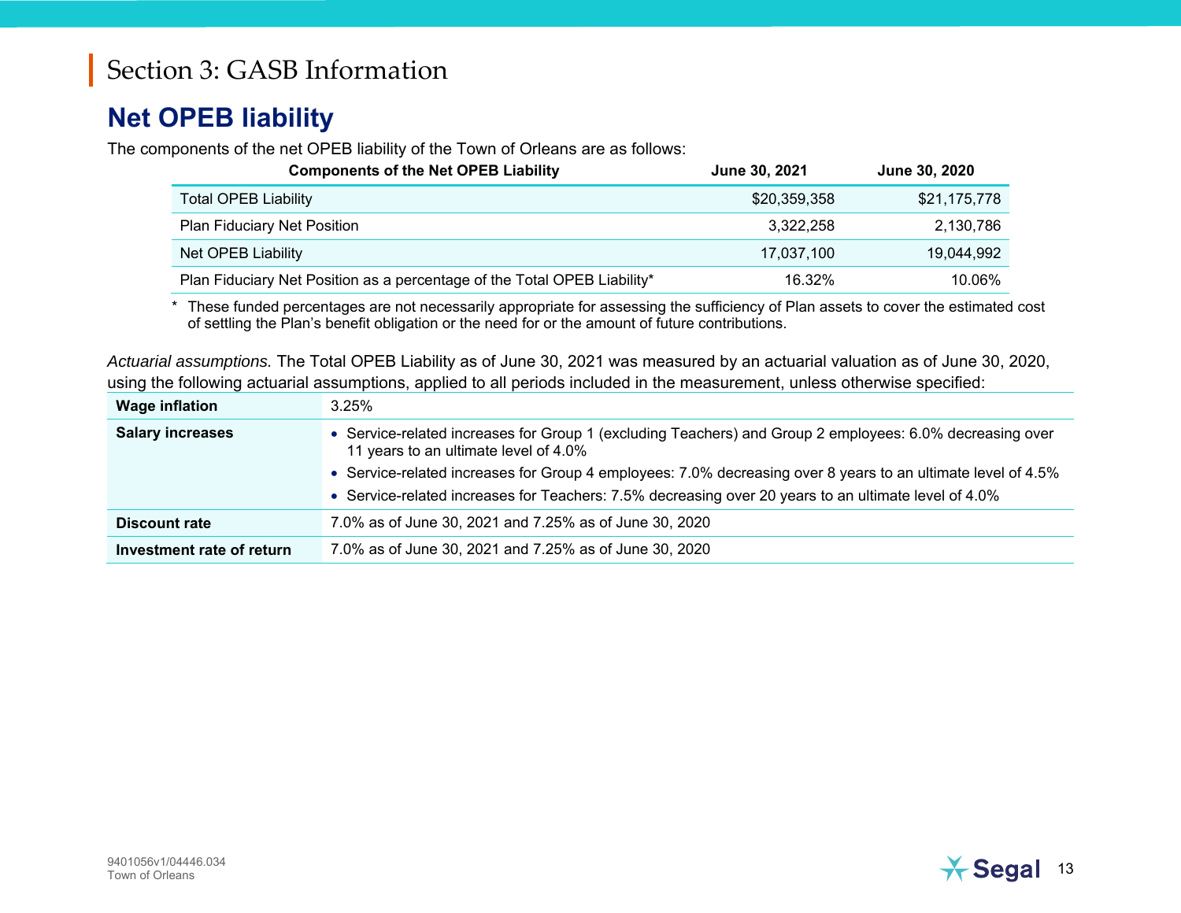# Section 3: GASB Information

## Net OPEB liability

The components of the net OPEB liability of the Town of Orleans are as follows:

| Components of the Net OPEB Liability | June 30, 2021 | June 30, 2020 |
|---|---|---|
| Total OPEB Liability | $20,359,358 | $21,175,778 |
| Plan Fiduciary Net Position | 3,322,258 | 2,130,786 |
| Net OPEB Liability | 17,037,100 | 19,044,992 |
| Plan Fiduciary Net Position as a percentage of the Total OPEB Liability* | 16.32% | 10.06% |

\* These funded percentages are not necessarily appropriate for assessing the sufficiency of Plan assets to cover the estimated cost of settling the Plan's benefit obligation or the need for or the amount of future contributions.

*Actuarial assumptions.* The Total OPEB Liability as of June 30, 2021 was measured by an actuarial valuation as of June 30, 2020, using the following actuarial assumptions, applied to all periods included in the measurement, unless otherwise specified:

| | |
|---|---|
| **Wage inflation** | 3.25% |
| **Salary increases** | • Service-related increases for Group 1 (excluding Teachers) and Group 2 employees: 6.0% decreasing over 11 years to an ultimate level of 4.0%<br>• Service-related increases for Group 4 employees: 7.0% decreasing over 8 years to an ultimate level of 4.5%<br>• Service-related increases for Teachers: 7.5% decreasing over 20 years to an ultimate level of 4.0% |
| **Discount rate** | 7.0% as of June 30, 2021 and 7.25% as of June 30, 2020 |
| **Investment rate of return** | 7.0% as of June 30, 2021 and 7.25% as of June 30, 2020 |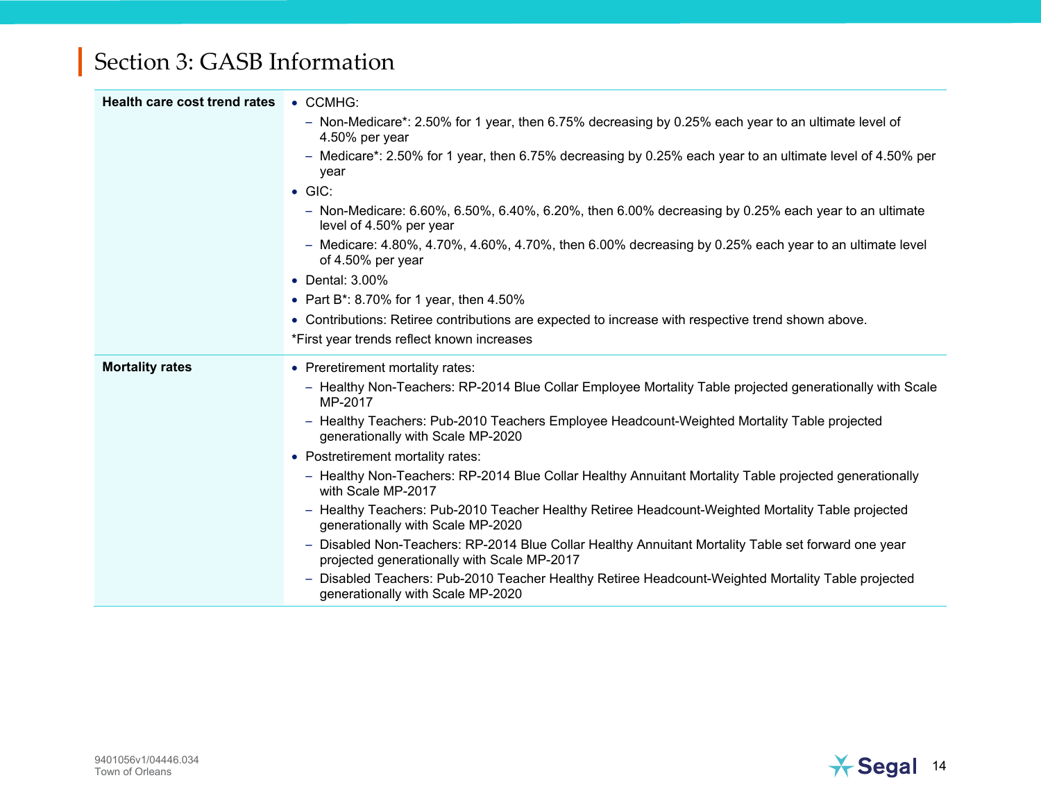# Section 3: GASB Information

| | |
|---|---|
| **Health care cost trend rates** | • CCMHG:<br>– Non-Medicare*: 2.50% for 1 year, then 6.75% decreasing by 0.25% each year to an ultimate level of 4.50% per year<br>– Medicare*: 2.50% for 1 year, then 6.75% decreasing by 0.25% each year to an ultimate level of 4.50% per year<br>• GIC:<br>– Non-Medicare: 6.60%, 6.50%, 6.40%, 6.20%, then 6.00% decreasing by 0.25% each year to an ultimate level of 4.50% per year<br>– Medicare: 4.80%, 4.70%, 4.60%, 4.70%, then 6.00% decreasing by 0.25% each year to an ultimate level of 4.50% per year<br>• Dental: 3.00%<br>• Part B*: 8.70% for 1 year, then 4.50%<br>• Contributions: Retiree contributions are expected to increase with respective trend shown above.<br>*First year trends reflect known increases |
| **Mortality rates** | • Preretirement mortality rates:<br>– Healthy Non-Teachers: RP-2014 Blue Collar Employee Mortality Table projected generationally with Scale MP-2017<br>– Healthy Teachers: Pub-2010 Teachers Employee Headcount-Weighted Mortality Table projected generationally with Scale MP-2020<br>• Postretirement mortality rates:<br>– Healthy Non-Teachers: RP-2014 Blue Collar Healthy Annuitant Mortality Table projected generationally with Scale MP-2017<br>– Healthy Teachers: Pub-2010 Teacher Healthy Retiree Headcount-Weighted Mortality Table projected generationally with Scale MP-2020<br>– Disabled Non-Teachers: RP-2014 Blue Collar Healthy Annuitant Mortality Table set forward one year projected generationally with Scale MP-2017<br>– Disabled Teachers: Pub-2010 Teacher Healthy Retiree Headcount-Weighted Mortality Table projected generationally with Scale MP-2020 |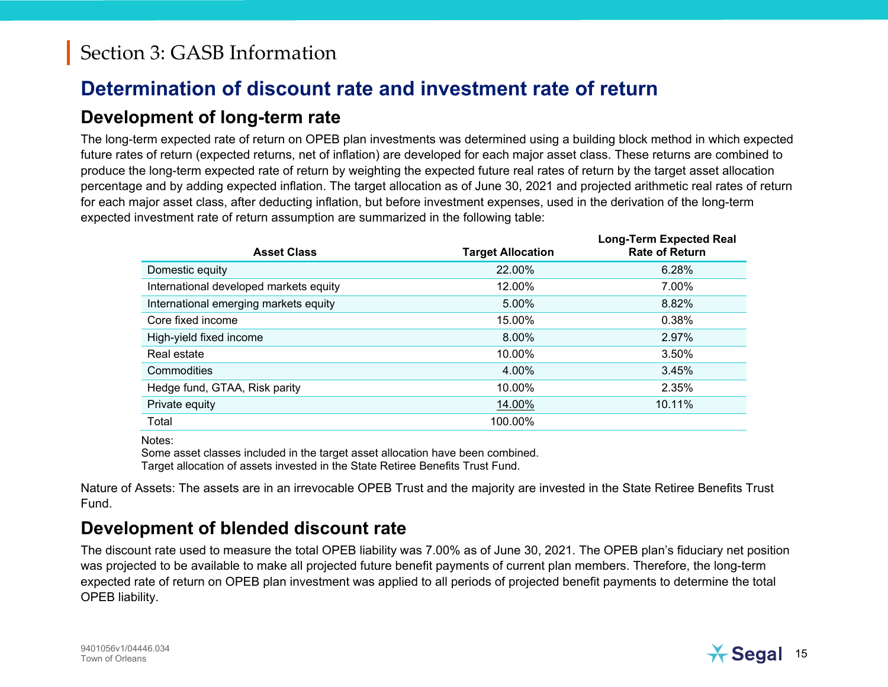# Section 3: GASB Information

## Determination of discount rate and investment rate of return

### Development of long-term rate

The long-term expected rate of return on OPEB plan investments was determined using a building block method in which expected future rates of return (expected returns, net of inflation) are developed for each major asset class. These returns are combined to produce the long-term expected rate of return by weighting the expected future real rates of return by the target asset allocation percentage and by adding expected inflation. The target allocation as of June 30, 2021 and projected arithmetic real rates of return for each major asset class, after deducting inflation, but before investment expenses, used in the derivation of the long-term expected investment rate of return assumption are summarized in the following table:

| Asset Class | Target Allocation | Long-Term Expected Real Rate of Return |
|---|---|---|
| Domestic equity | 22.00% | 6.28% |
| International developed markets equity | 12.00% | 7.00% |
| International emerging markets equity | 5.00% | 8.82% |
| Core fixed income | 15.00% | 0.38% |
| High-yield fixed income | 8.00% | 2.97% |
| Real estate | 10.00% | 3.50% |
| Commodities | 4.00% | 3.45% |
| Hedge fund, GTAA, Risk parity | 10.00% | 2.35% |
| Private equity | 14.00% | 10.11% |
| Total | 100.00% | |

Notes:
Some asset classes included in the target asset allocation have been combined.
Target allocation of assets invested in the State Retiree Benefits Trust Fund.

Nature of Assets: The assets are in an irrevocable OPEB Trust and the majority are invested in the State Retiree Benefits Trust Fund.

### Development of blended discount rate

The discount rate used to measure the total OPEB liability was 7.00% as of June 30, 2021. The OPEB plan's fiduciary net position was projected to be available to make all projected future benefit payments of current plan members. Therefore, the long-term expected rate of return on OPEB plan investment was applied to all periods of projected benefit payments to determine the total OPEB liability.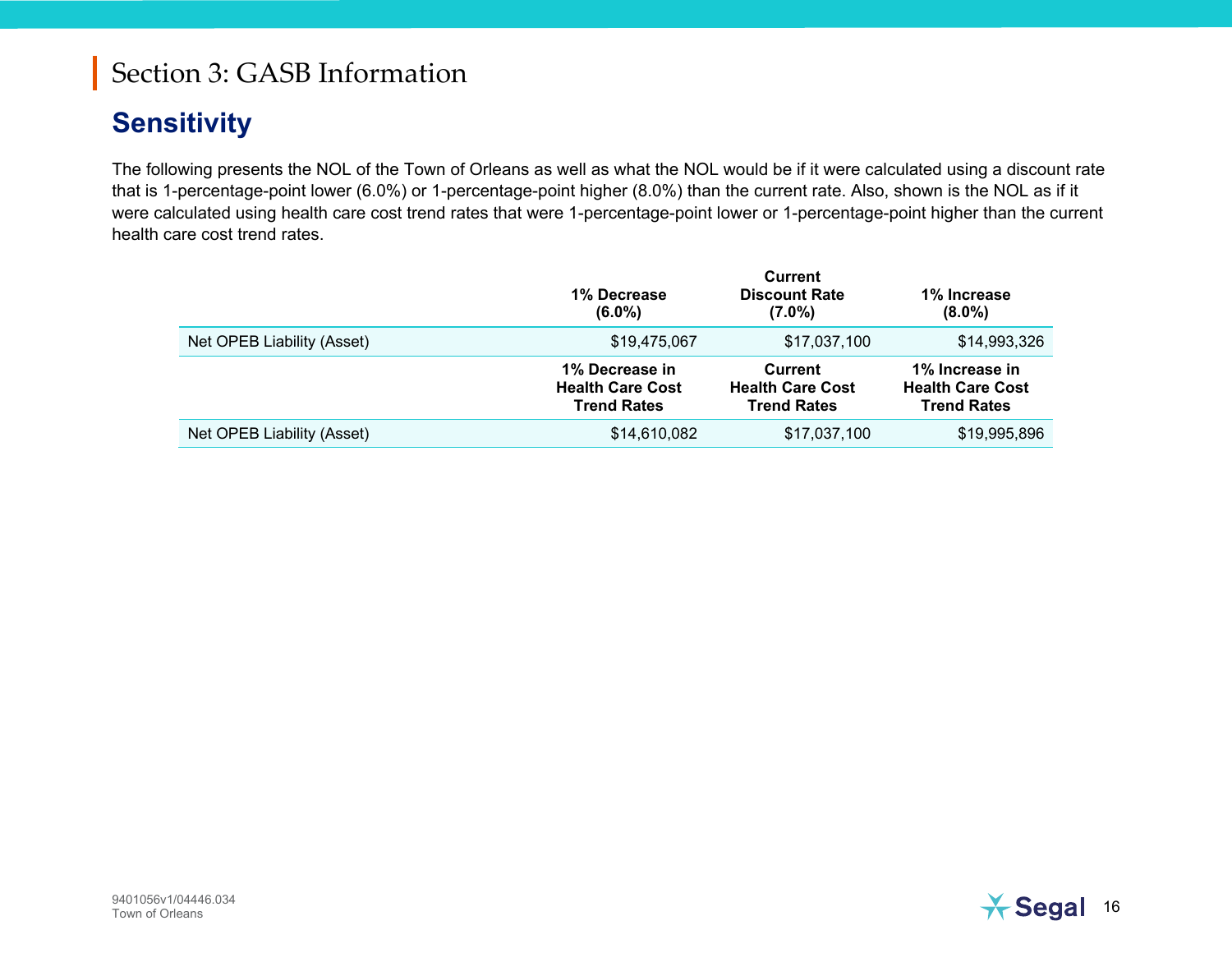# Section 3: GASB Information

## Sensitivity

The following presents the NOL of the Town of Orleans as well as what the NOL would be if it were calculated using a discount rate that is 1-percentage-point lower (6.0%) or 1-percentage-point higher (8.0%) than the current rate. Also, shown is the NOL as if it were calculated using health care cost trend rates that were 1-percentage-point lower or 1-percentage-point higher than the current health care cost trend rates.

| | 1% Decrease (6.0%) | Current Discount Rate (7.0%) | 1% Increase (8.0%) |
|---|---|---|---|
| Net OPEB Liability (Asset) | $19,475,067 | $17,037,100 | $14,993,326 |
| | **1% Decrease in Health Care Cost Trend Rates** | **Current Health Care Cost Trend Rates** | **1% Increase in Health Care Cost Trend Rates** |
| Net OPEB Liability (Asset) | $14,610,082 | $17,037,100 | $19,995,896 |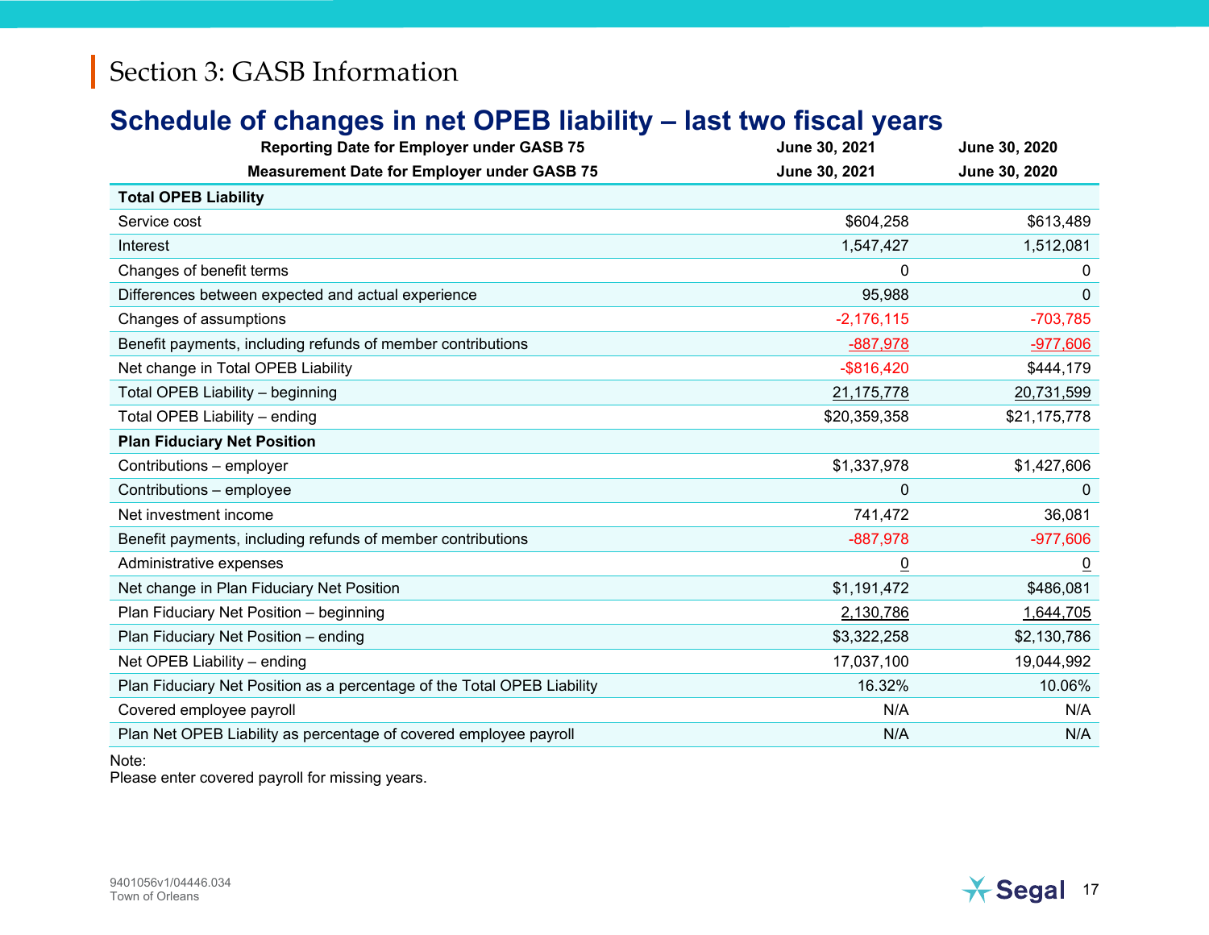# Section 3: GASB Information

## Schedule of changes in net OPEB liability – last two fiscal years

| Reporting Date for Employer under GASB 75<br>Measurement Date for Employer under GASB 75 | June 30, 2021<br>June 30, 2021 | June 30, 2020<br>June 30, 2020 |
|---|---|---|
| **Total OPEB Liability** | | |
| Service cost | $604,258 | $613,489 |
| Interest | 1,547,427 | 1,512,081 |
| Changes of benefit terms | 0 | 0 |
| Differences between expected and actual experience | 95,988 | 0 |
| Changes of assumptions | -2,176,115 | -703,785 |
| Benefit payments, including refunds of member contributions | -887,978 | -977,606 |
| Net change in Total OPEB Liability | -$816,420 | $444,179 |
| Total OPEB Liability – beginning | 21,175,778 | 20,731,599 |
| Total OPEB Liability – ending | $20,359,358 | $21,175,778 |
| **Plan Fiduciary Net Position** | | |
| Contributions – employer | $1,337,978 | $1,427,606 |
| Contributions – employee | 0 | 0 |
| Net investment income | 741,472 | 36,081 |
| Benefit payments, including refunds of member contributions | -887,978 | -977,606 |
| Administrative expenses | 0 | 0 |
| Net change in Plan Fiduciary Net Position | $1,191,472 | $486,081 |
| Plan Fiduciary Net Position – beginning | 2,130,786 | 1,644,705 |
| Plan Fiduciary Net Position – ending | $3,322,258 | $2,130,786 |
| Net OPEB Liability – ending | 17,037,100 | 19,044,992 |
| Plan Fiduciary Net Position as a percentage of the Total OPEB Liability | 16.32% | 10.06% |
| Covered employee payroll | N/A | N/A |
| Plan Net OPEB Liability as percentage of covered employee payroll | N/A | N/A |

Note:
Please enter covered payroll for missing years.

9401056v1/04446.034
Town of Orleans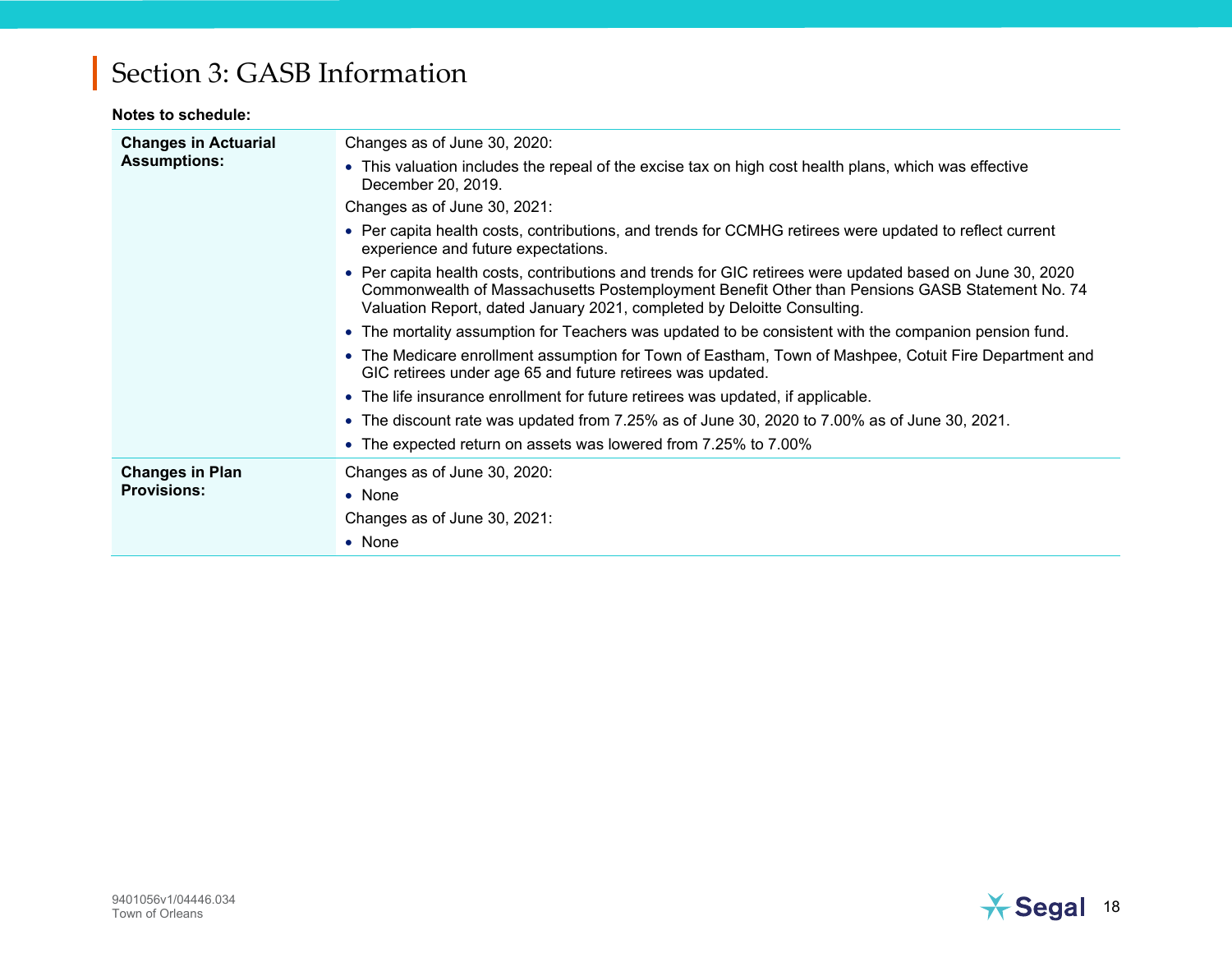# Section 3: GASB Information

**Notes to schedule:**

| | |
|---|---|
| **Changes in Actuarial Assumptions:** | Changes as of June 30, 2020:<br>• This valuation includes the repeal of the excise tax on high cost health plans, which was effective December 20, 2019.<br>Changes as of June 30, 2021:<br>• Per capita health costs, contributions, and trends for CCMHG retirees were updated to reflect current experience and future expectations.<br>• Per capita health costs, contributions and trends for GIC retirees were updated based on June 30, 2020 Commonwealth of Massachusetts Postemployment Benefit Other than Pensions GASB Statement No. 74 Valuation Report, dated January 2021, completed by Deloitte Consulting.<br>• The mortality assumption for Teachers was updated to be consistent with the companion pension fund.<br>• The Medicare enrollment assumption for Town of Eastham, Town of Mashpee, Cotuit Fire Department and GIC retirees under age 65 and future retirees was updated.<br>• The life insurance enrollment for future retirees was updated, if applicable.<br>• The discount rate was updated from 7.25% as of June 30, 2020 to 7.00% as of June 30, 2021.<br>• The expected return on assets was lowered from 7.25% to 7.00% |
| **Changes in Plan Provisions:** | Changes as of June 30, 2020:<br>• None<br>Changes as of June 30, 2021:<br>• None |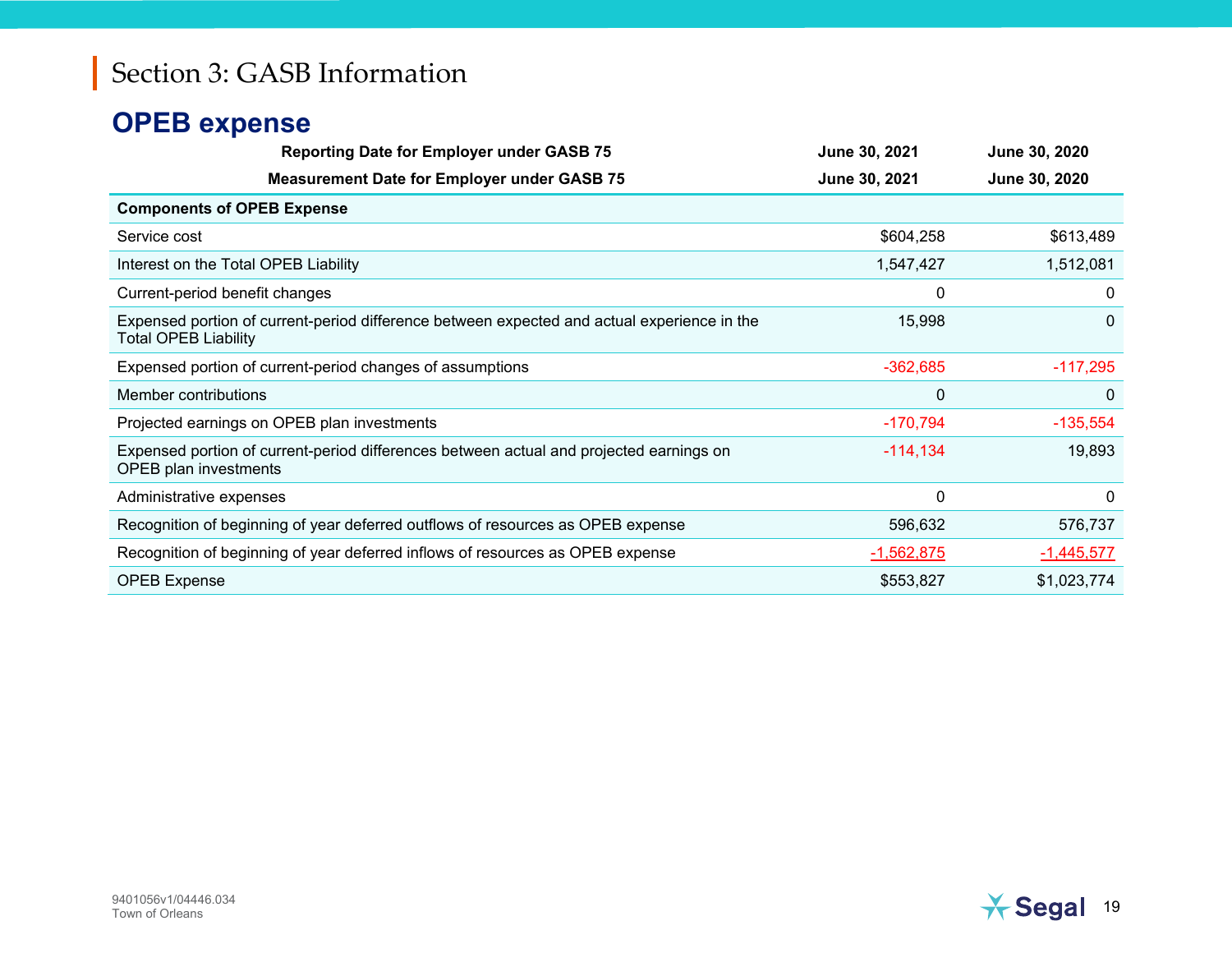# Section 3: GASB Information

## OPEB expense

| Reporting Date for Employer under GASB 75 | June 30, 2021 | June 30, 2020 |
|---|---|---|
| **Measurement Date for Employer under GASB 75** | **June 30, 2021** | **June 30, 2020** |
| **Components of OPEB Expense** | | |
| Service cost | $604,258 | $613,489 |
| Interest on the Total OPEB Liability | 1,547,427 | 1,512,081 |
| Current-period benefit changes | 0 | 0 |
| Expensed portion of current-period difference between expected and actual experience in the Total OPEB Liability | 15,998 | 0 |
| Expensed portion of current-period changes of assumptions | -362,685 | -117,295 |
| Member contributions | 0 | 0 |
| Projected earnings on OPEB plan investments | -170,794 | -135,554 |
| Expensed portion of current-period differences between actual and projected earnings on OPEB plan investments | -114,134 | 19,893 |
| Administrative expenses | 0 | 0 |
| Recognition of beginning of year deferred outflows of resources as OPEB expense | 596,632 | 576,737 |
| Recognition of beginning of year deferred inflows of resources as OPEB expense | -1,562,875 | -1,445,577 |
| OPEB Expense | $553,827 | $1,023,774 |

9401056v1/04446.034
Town of Orleans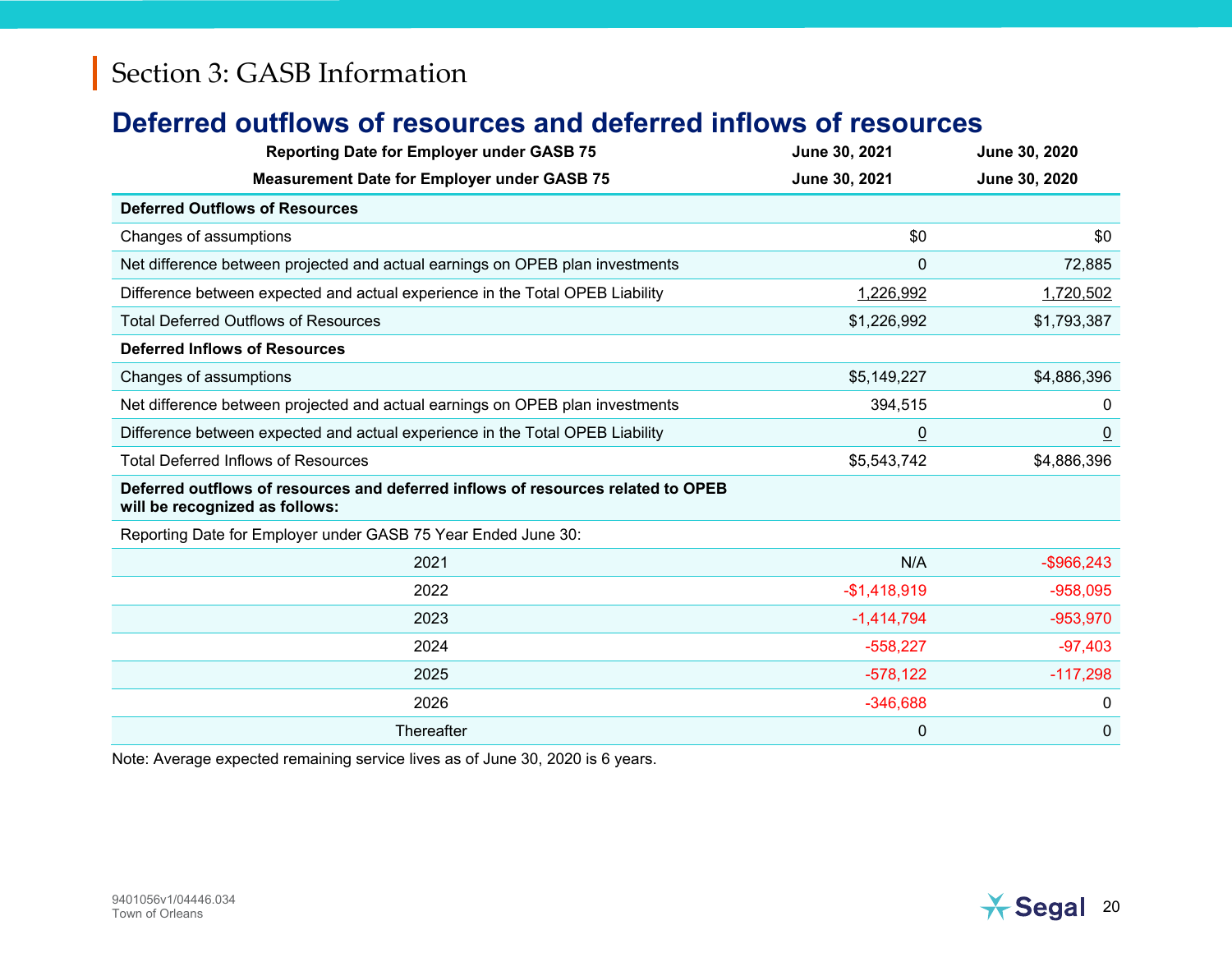# Section 3: GASB Information

## Deferred outflows of resources and deferred inflows of resources

| Reporting Date for Employer under GASB 75 | June 30, 2021 | June 30, 2020 |
|---|---|---|
| **Measurement Date for Employer under GASB 75** | **June 30, 2021** | **June 30, 2020** |
| **Deferred Outflows of Resources** | | |
| Changes of assumptions | $0 | $0 |
| Net difference between projected and actual earnings on OPEB plan investments | 0 | 72,885 |
| Difference between expected and actual experience in the Total OPEB Liability | 1,226,992 | 1,720,502 |
| Total Deferred Outflows of Resources | $1,226,992 | $1,793,387 |
| **Deferred Inflows of Resources** | | |
| Changes of assumptions | $5,149,227 | $4,886,396 |
| Net difference between projected and actual earnings on OPEB plan investments | 394,515 | 0 |
| Difference between expected and actual experience in the Total OPEB Liability | 0 | 0 |
| Total Deferred Inflows of Resources | $5,543,742 | $4,886,396 |
| **Deferred outflows of resources and deferred inflows of resources related to OPEB will be recognized as follows:** | | |
| Reporting Date for Employer under GASB 75 Year Ended June 30: | | |
| 2021 | N/A | -$966,243 |
| 2022 | -$1,418,919 | -958,095 |
| 2023 | -1,414,794 | -953,970 |
| 2024 | -558,227 | -97,403 |
| 2025 | -578,122 | -117,298 |
| 2026 | -346,688 | 0 |
| Thereafter | 0 | 0 |

Note: Average expected remaining service lives as of June 30, 2020 is 6 years.

9401056v1/04446.034
Town of Orleans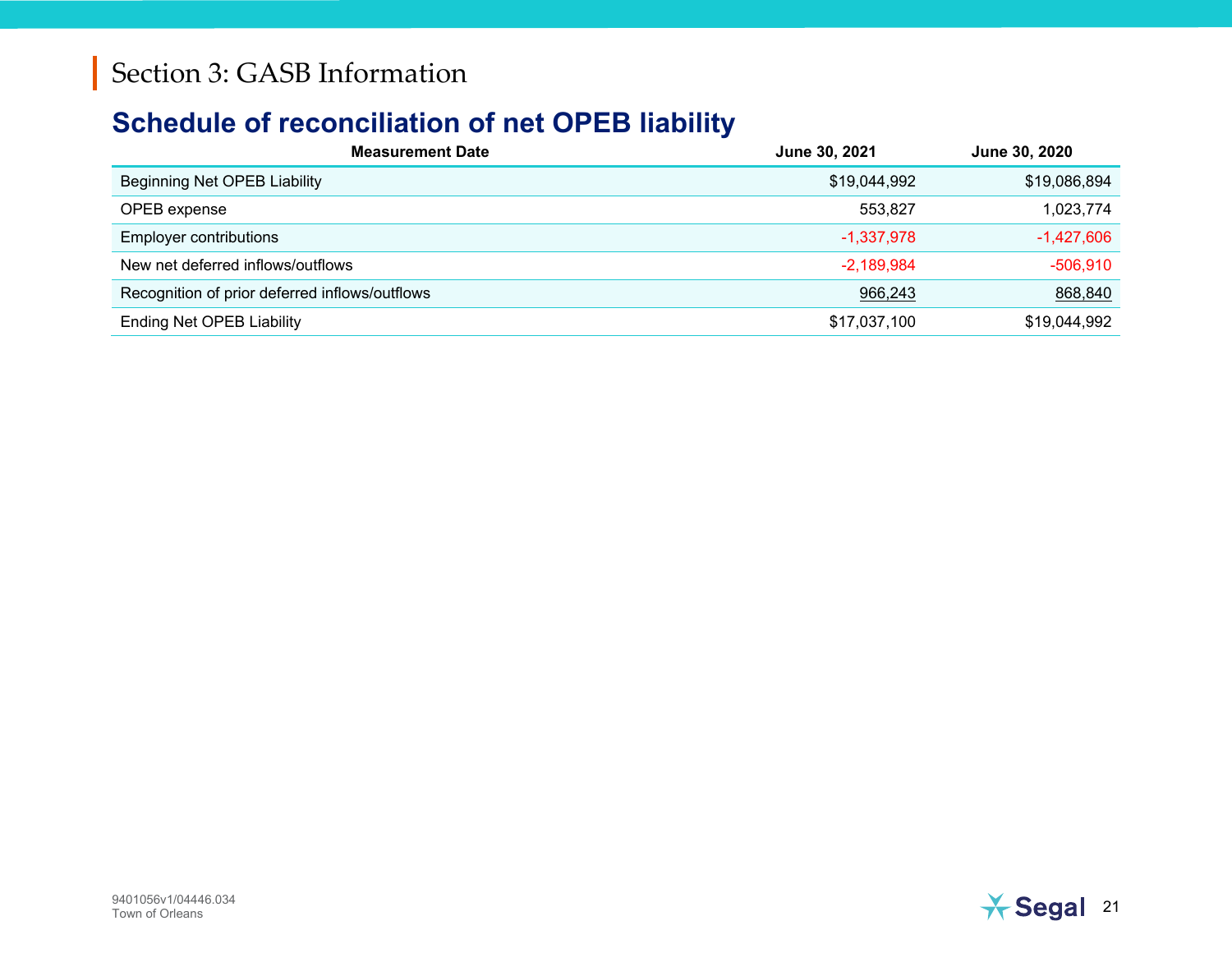# Section 3: GASB Information

## Schedule of reconciliation of net OPEB liability

| Measurement Date | June 30, 2021 | June 30, 2020 |
|---|---|---|
| Beginning Net OPEB Liability | $19,044,992 | $19,086,894 |
| OPEB expense | 553,827 | 1,023,774 |
| Employer contributions | -1,337,978 | -1,427,606 |
| New net deferred inflows/outflows | -2,189,984 | -506,910 |
| Recognition of prior deferred inflows/outflows | 966,243 | 868,840 |
| Ending Net OPEB Liability | $17,037,100 | $19,044,992 |

9401056v1/04446.034
Town of Orleans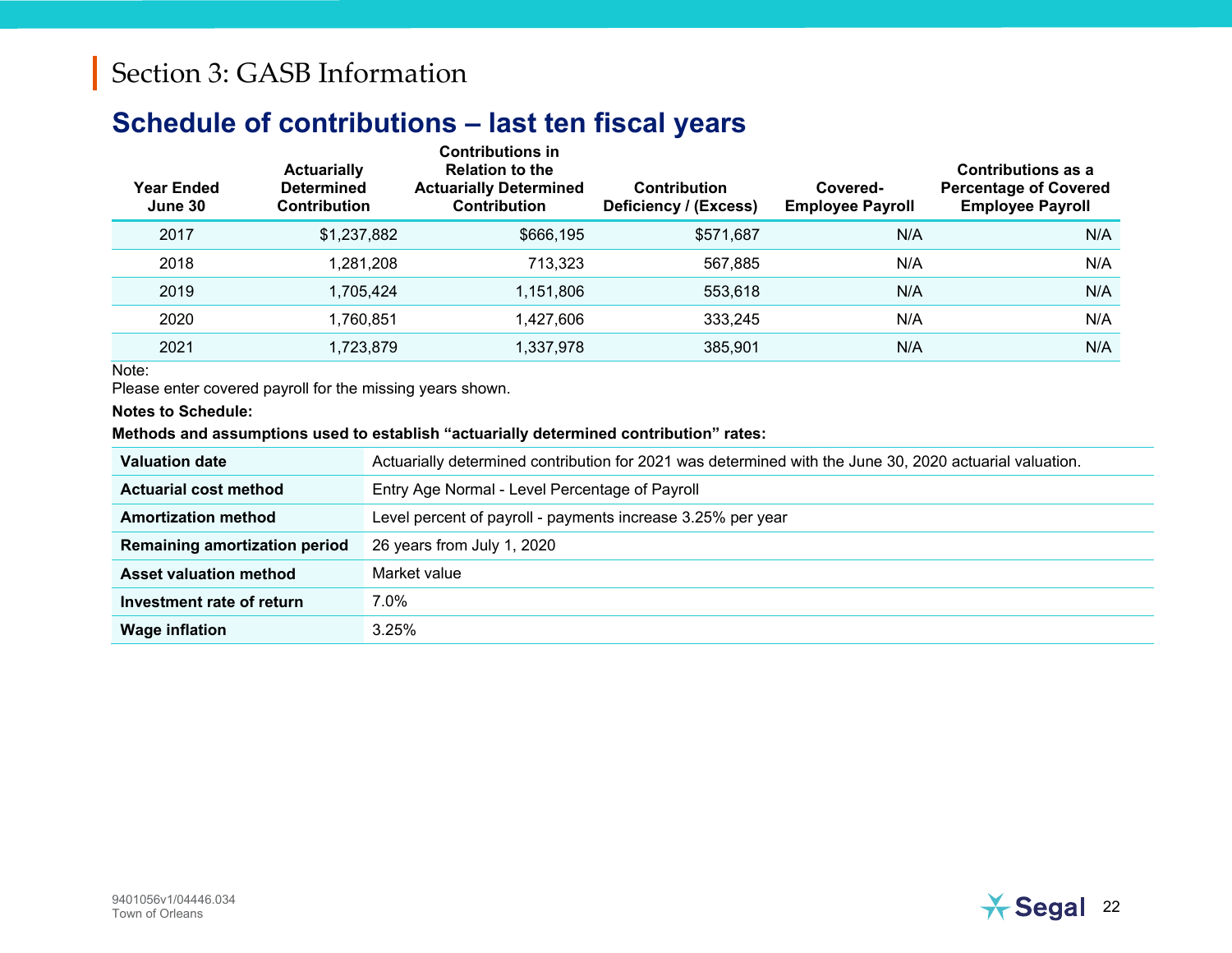# Section 3: GASB Information

## Schedule of contributions – last ten fiscal years

| Year Ended June 30 | Actuarially Determined Contribution | Contributions in Relation to the Actuarially Determined Contribution | Contribution Deficiency / (Excess) | Covered-Employee Payroll | Contributions as a Percentage of Covered Employee Payroll |
|---|---|---|---|---|---|
| 2017 | $1,237,882 | $666,195 | $571,687 | N/A | N/A |
| 2018 | 1,281,208 | 713,323 | 567,885 | N/A | N/A |
| 2019 | 1,705,424 | 1,151,806 | 553,618 | N/A | N/A |
| 2020 | 1,760,851 | 1,427,606 | 333,245 | N/A | N/A |
| 2021 | 1,723,879 | 1,337,978 | 385,901 | N/A | N/A |

Note:
Please enter covered payroll for the missing years shown.

**Notes to Schedule:**

**Methods and assumptions used to establish "actuarially determined contribution" rates:**

| | |
|---|---|
| **Valuation date** | Actuarially determined contribution for 2021 was determined with the June 30, 2020 actuarial valuation. |
| **Actuarial cost method** | Entry Age Normal - Level Percentage of Payroll |
| **Amortization method** | Level percent of payroll - payments increase 3.25% per year |
| **Remaining amortization period** | 26 years from July 1, 2020 |
| **Asset valuation method** | Market value |
| **Investment rate of return** | 7.0% |
| **Wage inflation** | 3.25% |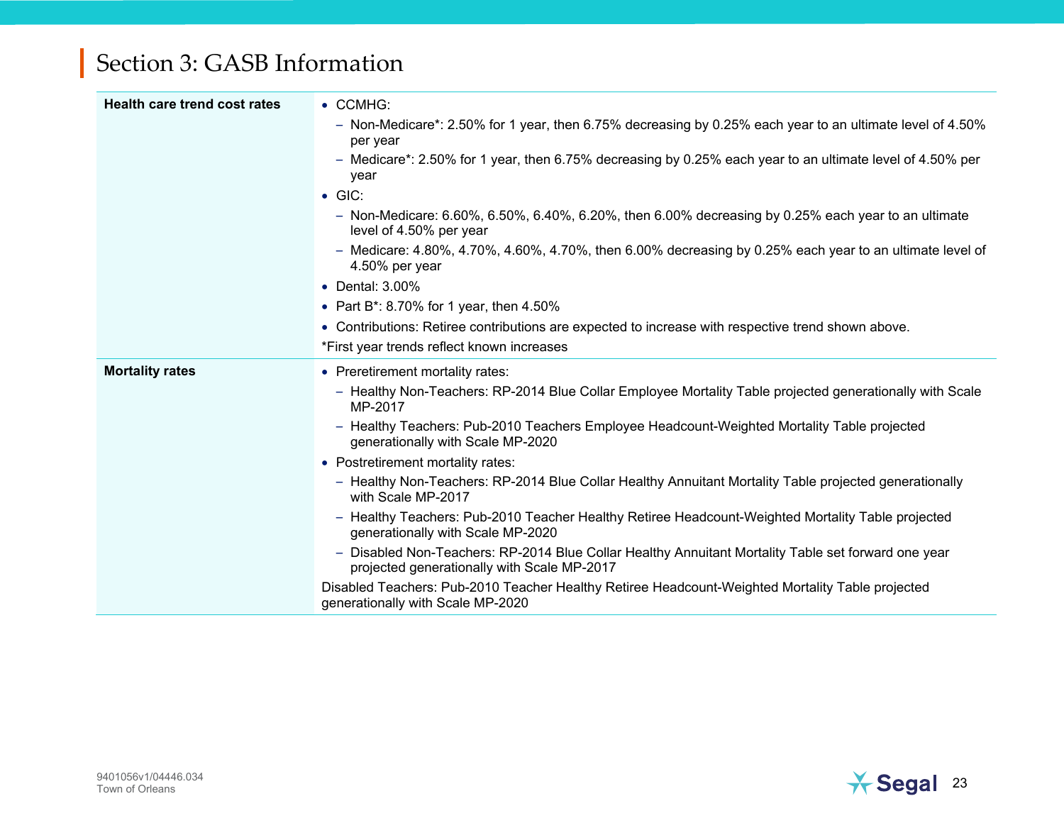## Section 3: GASB Information

| | |
|---|---|
| **Health care trend cost rates** | • CCMHG:<br>– Non-Medicare*: 2.50% for 1 year, then 6.75% decreasing by 0.25% each year to an ultimate level of 4.50% per year<br>– Medicare*: 2.50% for 1 year, then 6.75% decreasing by 0.25% each year to an ultimate level of 4.50% per year<br>• GIC:<br>– Non-Medicare: 6.60%, 6.50%, 6.40%, 6.20%, then 6.00% decreasing by 0.25% each year to an ultimate level of 4.50% per year<br>– Medicare: 4.80%, 4.70%, 4.60%, 4.70%, then 6.00% decreasing by 0.25% each year to an ultimate level of 4.50% per year<br>• Dental: 3.00%<br>• Part B*: 8.70% for 1 year, then 4.50%<br>• Contributions: Retiree contributions are expected to increase with respective trend shown above.<br>*First year trends reflect known increases |
| **Mortality rates** | • Preretirement mortality rates:<br>– Healthy Non-Teachers: RP-2014 Blue Collar Employee Mortality Table projected generationally with Scale MP-2017<br>– Healthy Teachers: Pub-2010 Teachers Employee Headcount-Weighted Mortality Table projected generationally with Scale MP-2020<br>• Postretirement mortality rates:<br>– Healthy Non-Teachers: RP-2014 Blue Collar Healthy Annuitant Mortality Table projected generationally with Scale MP-2017<br>– Healthy Teachers: Pub-2010 Teacher Healthy Retiree Headcount-Weighted Mortality Table projected generationally with Scale MP-2020<br>– Disabled Non-Teachers: RP-2014 Blue Collar Healthy Annuitant Mortality Table set forward one year projected generationally with Scale MP-2017<br>Disabled Teachers: Pub-2010 Teacher Healthy Retiree Headcount-Weighted Mortality Table projected generationally with Scale MP-2020 |

9401056v1/04446.034
Town of Orleans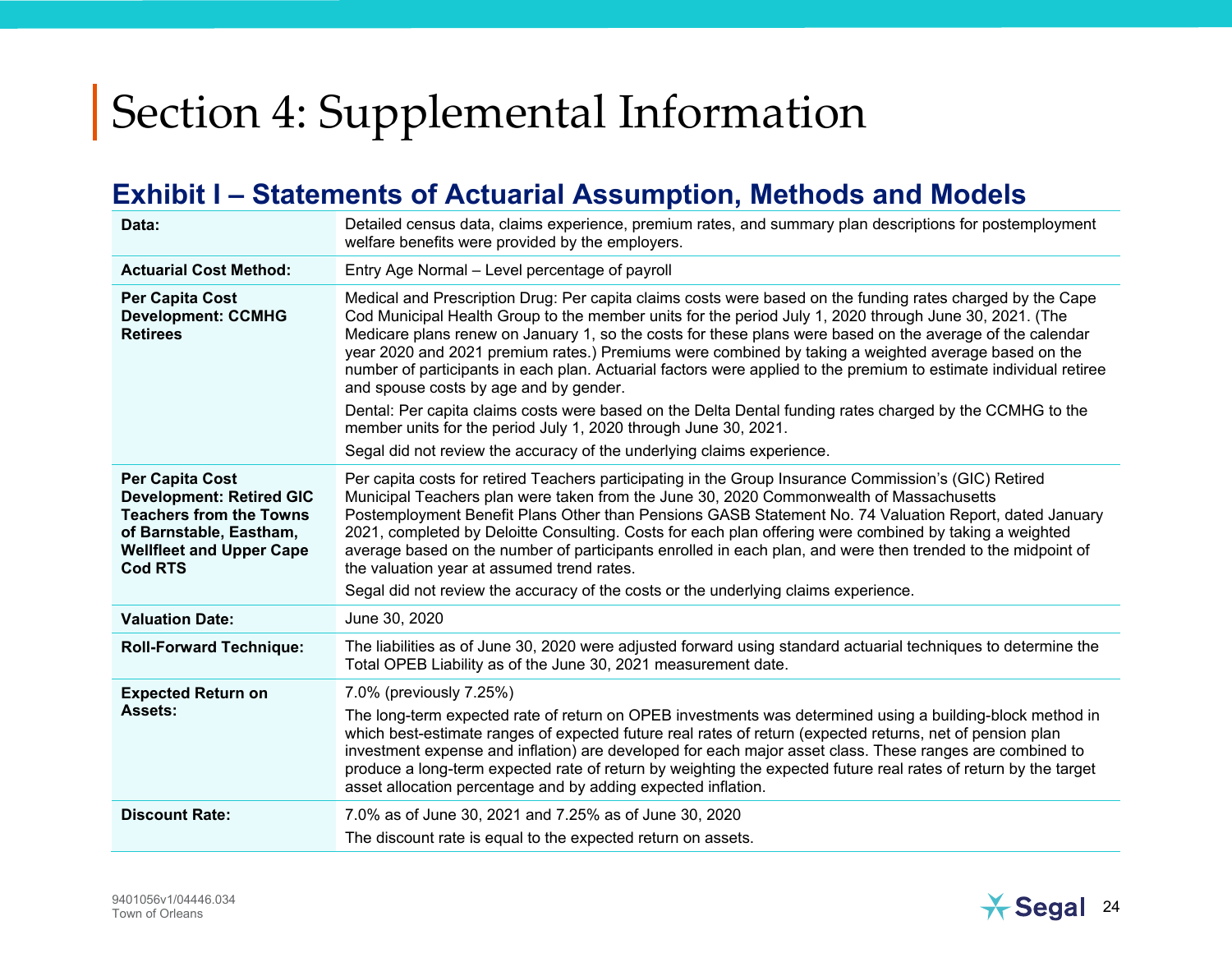# Section 4: Supplemental Information

## Exhibit I – Statements of Actuarial Assumption, Methods and Models

| | |
|---|---|
| **Data:** | Detailed census data, claims experience, premium rates, and summary plan descriptions for postemployment welfare benefits were provided by the employers. |
| **Actuarial Cost Method:** | Entry Age Normal – Level percentage of payroll |
| **Per Capita Cost Development: CCMHG Retirees** | Medical and Prescription Drug: Per capita claims costs were based on the funding rates charged by the Cape Cod Municipal Health Group to the member units for the period July 1, 2020 through June 30, 2021. (The Medicare plans renew on January 1, so the costs for these plans were based on the average of the calendar year 2020 and 2021 premium rates.) Premiums were combined by taking a weighted average based on the number of participants in each plan. Actuarial factors were applied to the premium to estimate individual retiree and spouse costs by age and by gender.<br><br>Dental: Per capita claims costs were based on the Delta Dental funding rates charged by the CCMHG to the member units for the period July 1, 2020 through June 30, 2021.<br><br>Segal did not review the accuracy of the underlying claims experience. |
| **Per Capita Cost Development: Retired GIC Teachers from the Towns of Barnstable, Eastham, Wellfleet and Upper Cape Cod RTS** | Per capita costs for retired Teachers participating in the Group Insurance Commission's (GIC) Retired Municipal Teachers plan were taken from the June 30, 2020 Commonwealth of Massachusetts Postemployment Benefit Plans Other than Pensions GASB Statement No. 74 Valuation Report, dated January 2021, completed by Deloitte Consulting. Costs for each plan offering were combined by taking a weighted average based on the number of participants enrolled in each plan, and were then trended to the midpoint of the valuation year at assumed trend rates.<br><br>Segal did not review the accuracy of the costs or the underlying claims experience. |
| **Valuation Date:** | June 30, 2020 |
| **Roll-Forward Technique:** | The liabilities as of June 30, 2020 were adjusted forward using standard actuarial techniques to determine the Total OPEB Liability as of the June 30, 2021 measurement date. |
| **Expected Return on Assets:** | 7.0% (previously 7.25%)<br><br>The long-term expected rate of return on OPEB investments was determined using a building-block method in which best-estimate ranges of expected future real rates of return (expected returns, net of pension plan investment expense and inflation) are developed for each major asset class. These ranges are combined to produce a long-term expected rate of return by weighting the expected future real rates of return by the target asset allocation percentage and by adding expected inflation. |
| **Discount Rate:** | 7.0% as of June 30, 2021 and 7.25% as of June 30, 2020<br><br>The discount rate is equal to the expected return on assets. |

9401056v1/04446.034
Town of Orleans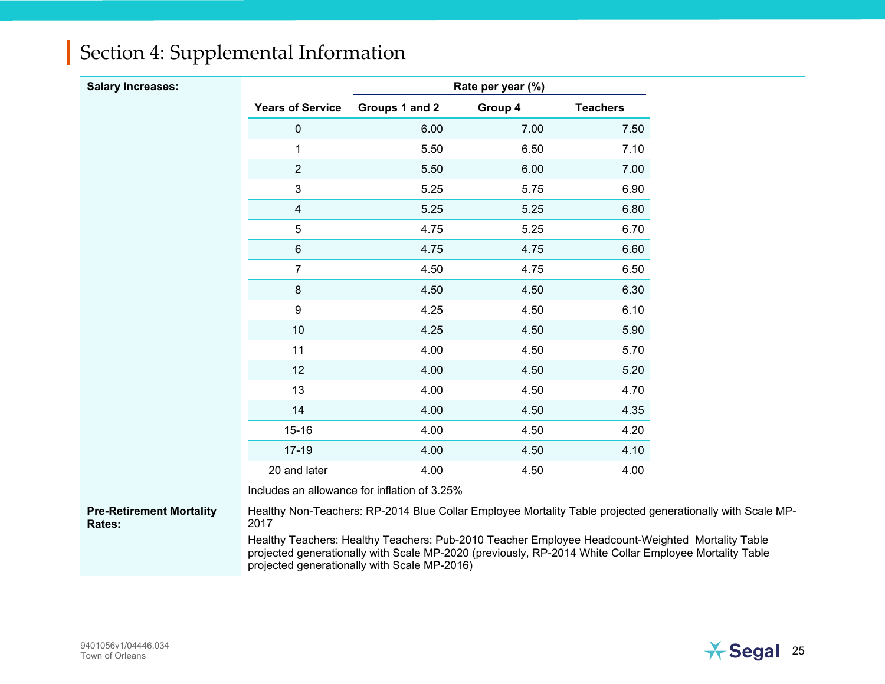# Section 4: Supplemental Information

**Salary Increases:**

| | Rate per year (%) | | |
|---|---|---|---|
| **Years of Service** | **Groups 1 and 2** | **Group 4** | **Teachers** |
| 0 | 6.00 | 7.00 | 7.50 |
| 1 | 5.50 | 6.50 | 7.10 |
| 2 | 5.50 | 6.00 | 7.00 |
| 3 | 5.25 | 5.75 | 6.90 |
| 4 | 5.25 | 5.25 | 6.80 |
| 5 | 4.75 | 5.25 | 6.70 |
| 6 | 4.75 | 4.75 | 6.60 |
| 7 | 4.50 | 4.75 | 6.50 |
| 8 | 4.50 | 4.50 | 6.30 |
| 9 | 4.25 | 4.50 | 6.10 |
| 10 | 4.25 | 4.50 | 5.90 |
| 11 | 4.00 | 4.50 | 5.70 |
| 12 | 4.00 | 4.50 | 5.20 |
| 13 | 4.00 | 4.50 | 4.70 |
| 14 | 4.00 | 4.50 | 4.35 |
| 15-16 | 4.00 | 4.50 | 4.20 |
| 17-19 | 4.00 | 4.50 | 4.10 |
| 20 and later | 4.00 | 4.50 | 4.00 |

Includes an allowance for inflation of 3.25%

**Pre-Retirement Mortality Rates:**

Healthy Non-Teachers: RP-2014 Blue Collar Employee Mortality Table projected generationally with Scale MP-2017

Healthy Teachers: Healthy Teachers: Pub-2010 Teacher Employee Headcount-Weighted Mortality Table projected generationally with Scale MP-2020 (previously, RP-2014 White Collar Employee Mortality Table projected generationally with Scale MP-2016)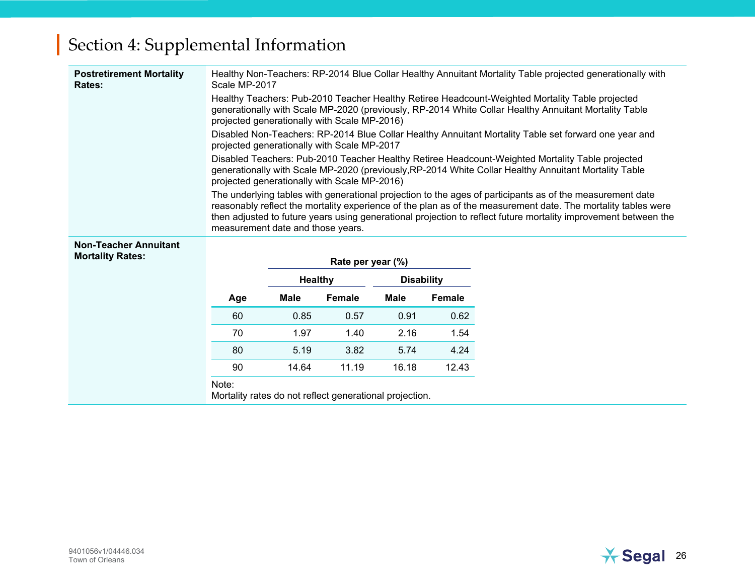## Section 4: Supplemental Information

**Postretirement Mortality Rates:**

Healthy Non-Teachers: RP-2014 Blue Collar Healthy Annuitant Mortality Table projected generationally with Scale MP-2017

Healthy Teachers: Pub-2010 Teacher Healthy Retiree Headcount-Weighted Mortality Table projected generationally with Scale MP-2020 (previously, RP-2014 White Collar Healthy Annuitant Mortality Table projected generationally with Scale MP-2016)

Disabled Non-Teachers: RP-2014 Blue Collar Healthy Annuitant Mortality Table set forward one year and projected generationally with Scale MP-2017

Disabled Teachers: Pub-2010 Teacher Healthy Retiree Headcount-Weighted Mortality Table projected generationally with Scale MP-2020 (previously,RP-2014 White Collar Healthy Annuitant Mortality Table projected generationally with Scale MP-2016)

The underlying tables with generational projection to the ages of participants as of the measurement date reasonably reflect the mortality experience of the plan as of the measurement date. The mortality tables were then adjusted to future years using generational projection to reflect future mortality improvement between the measurement date and those years.

**Non-Teacher Annuitant Mortality Rates:**

| | Rate per year (%) | | | |
|---|---|---|---|---|
| | Healthy | | Disability | |
| Age | Male | Female | Male | Female |
| 60 | 0.85 | 0.57 | 0.91 | 0.62 |
| 70 | 1.97 | 1.40 | 2.16 | 1.54 |
| 80 | 5.19 | 3.82 | 5.74 | 4.24 |
| 90 | 14.64 | 11.19 | 16.18 | 12.43 |

Note:
Mortality rates do not reflect generational projection.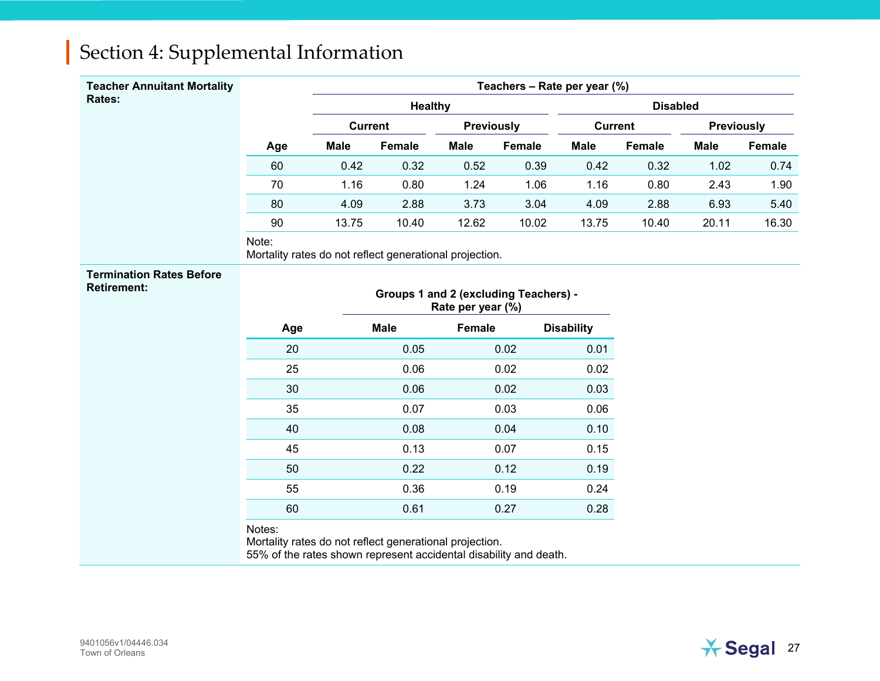# Section 4: Supplemental Information

**Teacher Annuitant Mortality Rates:**

| | Teachers – Rate per year (%) | | | | | | | |
|---|---|---|---|---|---|---|---|---|
| | Healthy | | | | Disabled | | | |
| | Current | | Previously | | Current | | Previously | |
| **Age** | **Male** | **Female** | **Male** | **Female** | **Male** | **Female** | **Male** | **Female** |
| 60 | 0.42 | 0.32 | 0.52 | 0.39 | 0.42 | 0.32 | 1.02 | 0.74 |
| 70 | 1.16 | 0.80 | 1.24 | 1.06 | 1.16 | 0.80 | 2.43 | 1.90 |
| 80 | 4.09 | 2.88 | 3.73 | 3.04 | 4.09 | 2.88 | 6.93 | 5.40 |
| 90 | 13.75 | 10.40 | 12.62 | 10.02 | 13.75 | 10.40 | 20.11 | 16.30 |

Note:
Mortality rates do not reflect generational projection.

**Termination Rates Before Retirement:**

| | Groups 1 and 2 (excluding Teachers) - Rate per year (%) | | |
|---|---|---|---|
| **Age** | **Male** | **Female** | **Disability** |
| 20 | 0.05 | 0.02 | 0.01 |
| 25 | 0.06 | 0.02 | 0.02 |
| 30 | 0.06 | 0.02 | 0.03 |
| 35 | 0.07 | 0.03 | 0.06 |
| 40 | 0.08 | 0.04 | 0.10 |
| 45 | 0.13 | 0.07 | 0.15 |
| 50 | 0.22 | 0.12 | 0.19 |
| 55 | 0.36 | 0.19 | 0.24 |
| 60 | 0.61 | 0.27 | 0.28 |

Notes:
Mortality rates do not reflect generational projection.
55% of the rates shown represent accidental disability and death.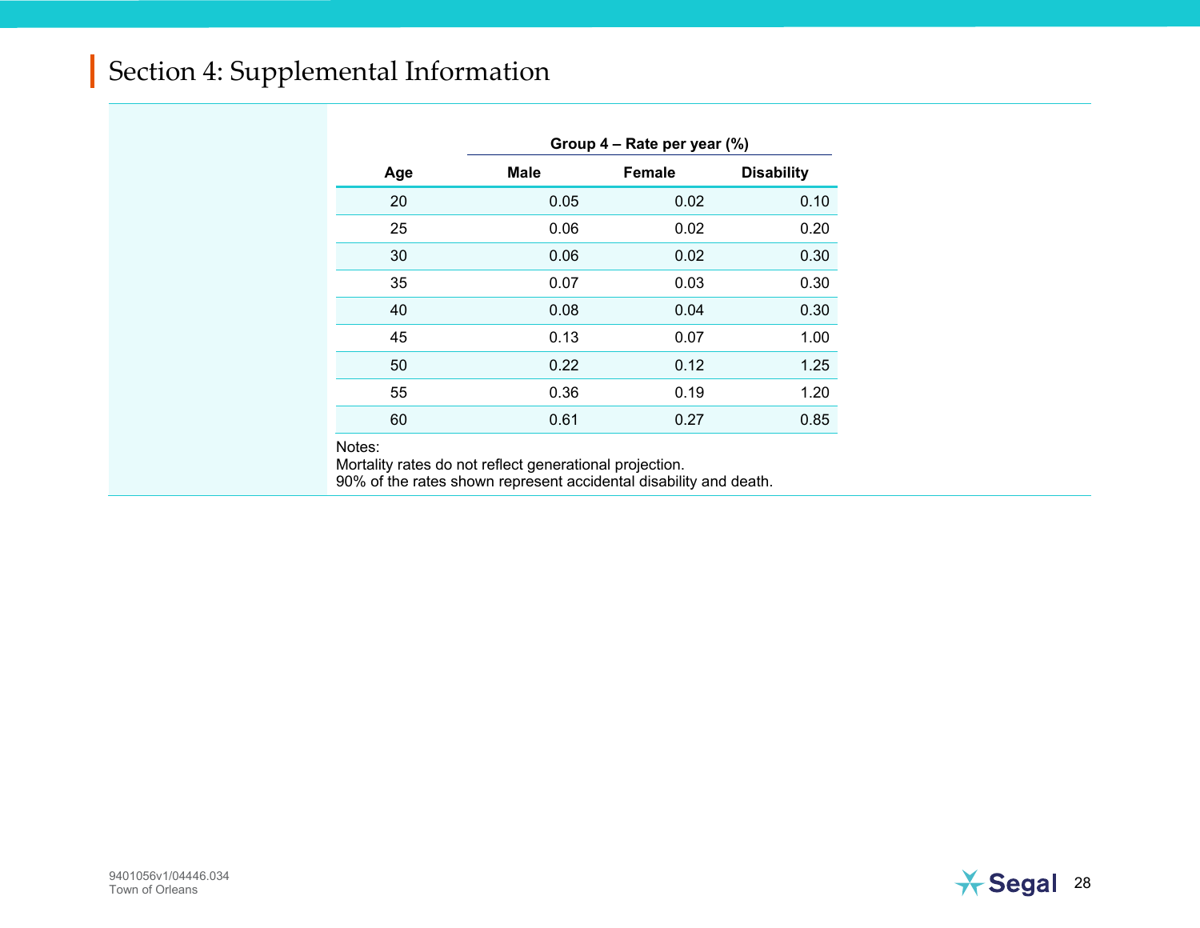# Section 4: Supplemental Information

| Age | Group 4 – Rate per year (%) | | |
|---|---|---|---|
| | Male | Female | Disability |
| 20 | 0.05 | 0.02 | 0.10 |
| 25 | 0.06 | 0.02 | 0.20 |
| 30 | 0.06 | 0.02 | 0.30 |
| 35 | 0.07 | 0.03 | 0.30 |
| 40 | 0.08 | 0.04 | 0.30 |
| 45 | 0.13 | 0.07 | 1.00 |
| 50 | 0.22 | 0.12 | 1.25 |
| 55 | 0.36 | 0.19 | 1.20 |
| 60 | 0.61 | 0.27 | 0.85 |

Notes:
Mortality rates do not reflect generational projection.
90% of the rates shown represent accidental disability and death.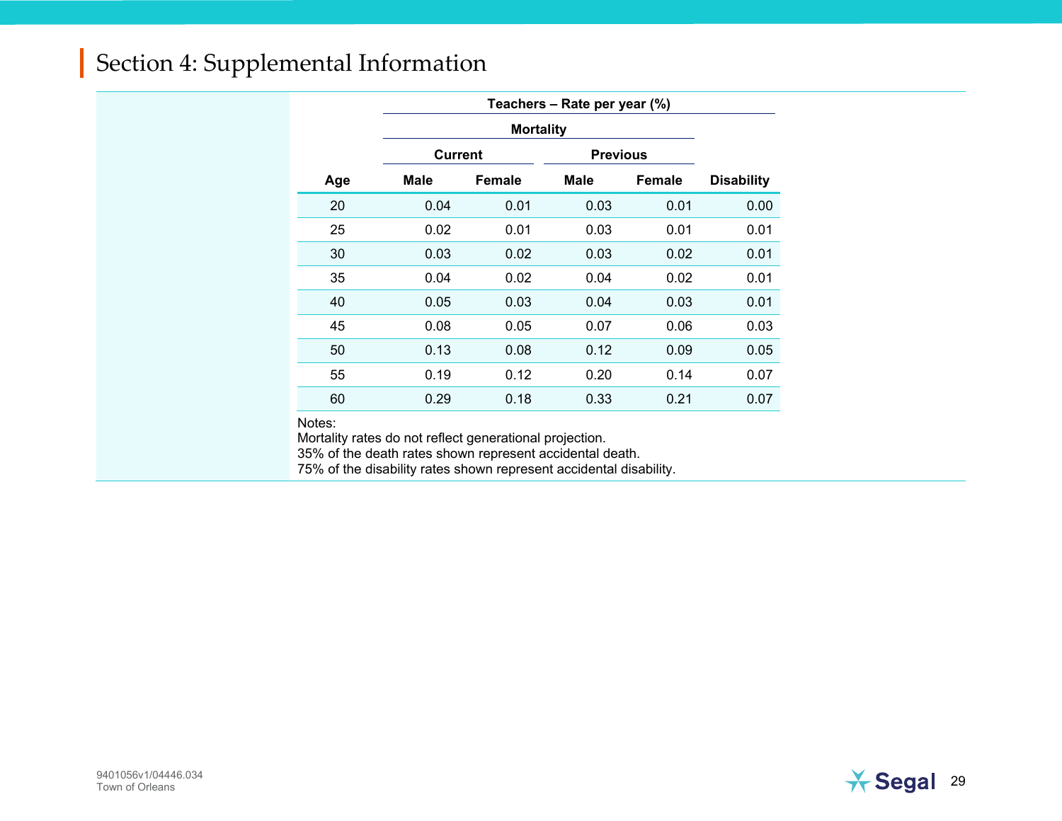## Section 4: Supplemental Information

| | Teachers – Rate per year (%) | | | | |
|---|---|---|---|---|---|
| | Mortality | | | | |
| | Current | | Previous | | |
| Age | Male | Female | Male | Female | Disability |
| 20 | 0.04 | 0.01 | 0.03 | 0.01 | 0.00 |
| 25 | 0.02 | 0.01 | 0.03 | 0.01 | 0.01 |
| 30 | 0.03 | 0.02 | 0.03 | 0.02 | 0.01 |
| 35 | 0.04 | 0.02 | 0.04 | 0.02 | 0.01 |
| 40 | 0.05 | 0.03 | 0.04 | 0.03 | 0.01 |
| 45 | 0.08 | 0.05 | 0.07 | 0.06 | 0.03 |
| 50 | 0.13 | 0.08 | 0.12 | 0.09 | 0.05 |
| 55 | 0.19 | 0.12 | 0.20 | 0.14 | 0.07 |
| 60 | 0.29 | 0.18 | 0.33 | 0.21 | 0.07 |

Notes:
Mortality rates do not reflect generational projection.
35% of the death rates shown represent accidental death.
75% of the disability rates shown represent accidental disability.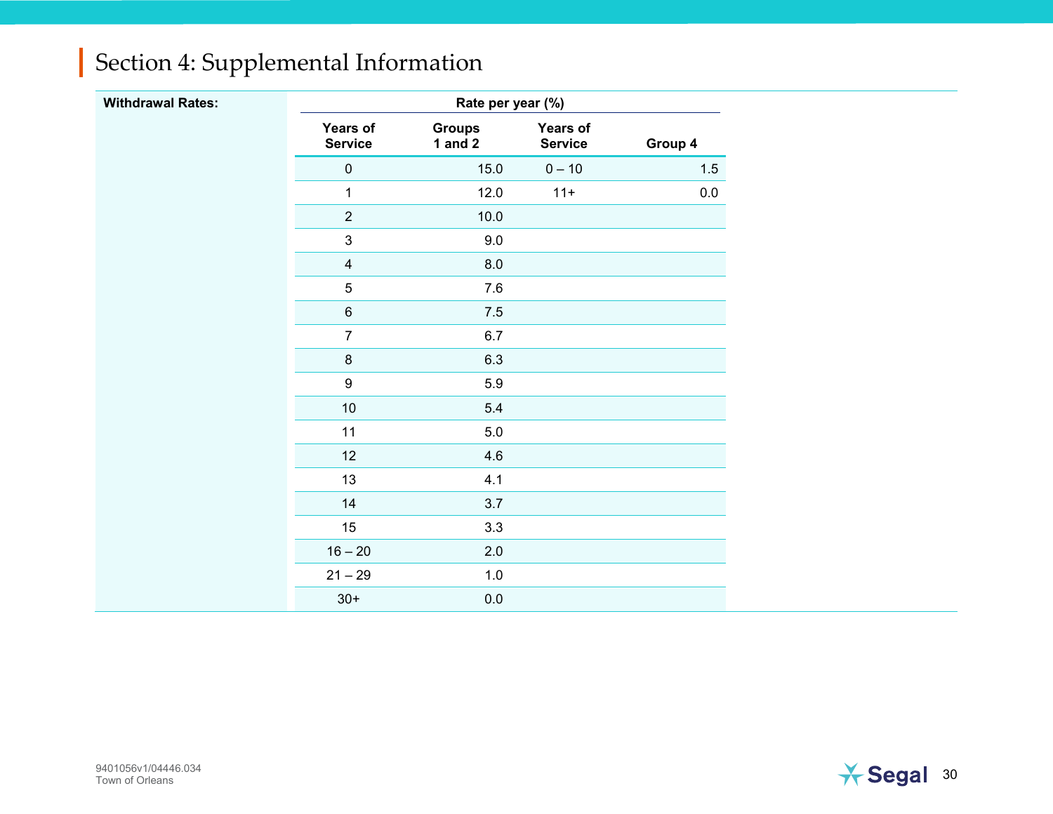# Section 4: Supplemental Information

**Withdrawal Rates:**

| Rate per year (%) | | | |
|---|---|---|---|
| **Years of Service** | **Groups 1 and 2** | **Years of Service** | **Group 4** |
| 0 | 15.0 | 0 – 10 | 1.5 |
| 1 | 12.0 | 11+ | 0.0 |
| 2 | 10.0 | | |
| 3 | 9.0 | | |
| 4 | 8.0 | | |
| 5 | 7.6 | | |
| 6 | 7.5 | | |
| 7 | 6.7 | | |
| 8 | 6.3 | | |
| 9 | 5.9 | | |
| 10 | 5.4 | | |
| 11 | 5.0 | | |
| 12 | 4.6 | | |
| 13 | 4.1 | | |
| 14 | 3.7 | | |
| 15 | 3.3 | | |
| 16 – 20 | 2.0 | | |
| 21 – 29 | 1.0 | | |
| 30+ | 0.0 | | |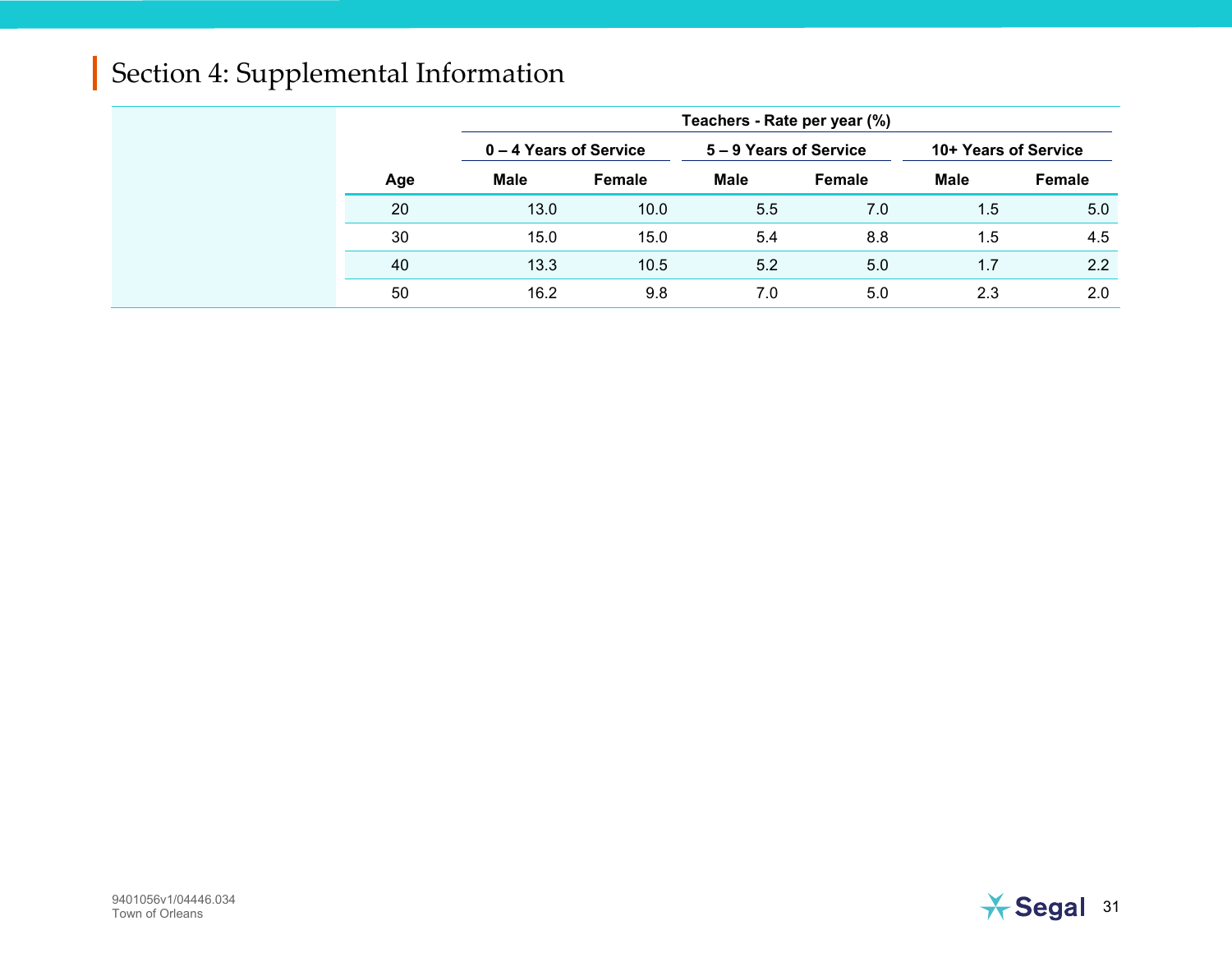# Section 4: Supplemental Information

| | Teachers - Rate per year (%) | | | | | |
|---|---|---|---|---|---|---|
| | 0 – 4 Years of Service | | 5 – 9 Years of Service | | 10+ Years of Service | |
| Age | Male | Female | Male | Female | Male | Female |
| 20 | 13.0 | 10.0 | 5.5 | 7.0 | 1.5 | 5.0 |
| 30 | 15.0 | 15.0 | 5.4 | 8.8 | 1.5 | 4.5 |
| 40 | 13.3 | 10.5 | 5.2 | 5.0 | 1.7 | 2.2 |
| 50 | 16.2 | 9.8 | 7.0 | 5.0 | 2.3 | 2.0 |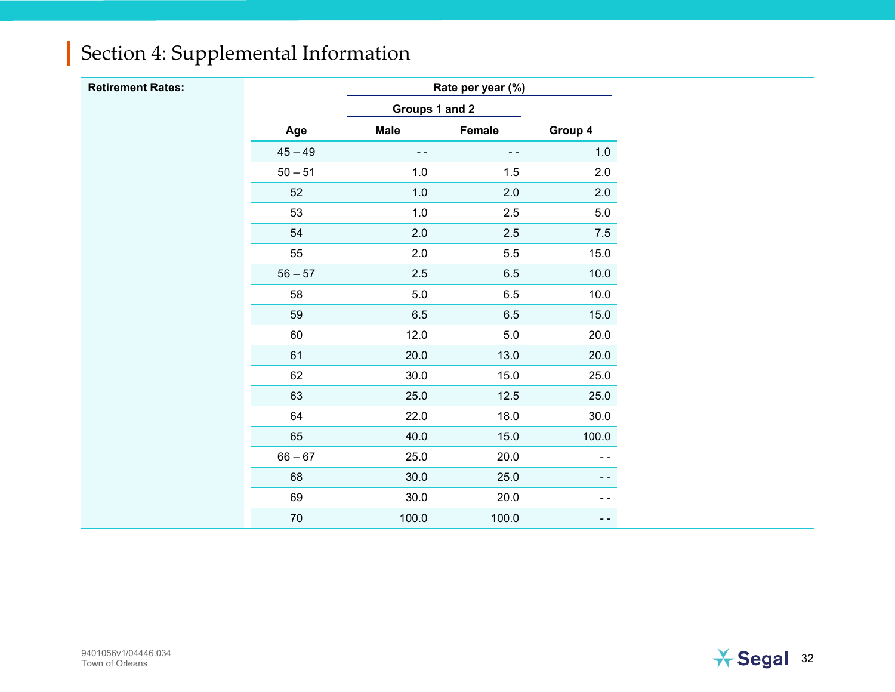# Section 4: Supplemental Information

**Retirement Rates:**

| | Rate per year (%) | | |
|---|---|---|---|
| | Groups 1 and 2 | | |
| Age | Male | Female | Group 4 |
| 45 – 49 | - - | - - | 1.0 |
| 50 – 51 | 1.0 | 1.5 | 2.0 |
| 52 | 1.0 | 2.0 | 2.0 |
| 53 | 1.0 | 2.5 | 5.0 |
| 54 | 2.0 | 2.5 | 7.5 |
| 55 | 2.0 | 5.5 | 15.0 |
| 56 – 57 | 2.5 | 6.5 | 10.0 |
| 58 | 5.0 | 6.5 | 10.0 |
| 59 | 6.5 | 6.5 | 15.0 |
| 60 | 12.0 | 5.0 | 20.0 |
| 61 | 20.0 | 13.0 | 20.0 |
| 62 | 30.0 | 15.0 | 25.0 |
| 63 | 25.0 | 12.5 | 25.0 |
| 64 | 22.0 | 18.0 | 30.0 |
| 65 | 40.0 | 15.0 | 100.0 |
| 66 – 67 | 25.0 | 20.0 | - - |
| 68 | 30.0 | 25.0 | - - |
| 69 | 30.0 | 20.0 | - - |
| 70 | 100.0 | 100.0 | - - |

9401056v1/04446.034
Town of Orleans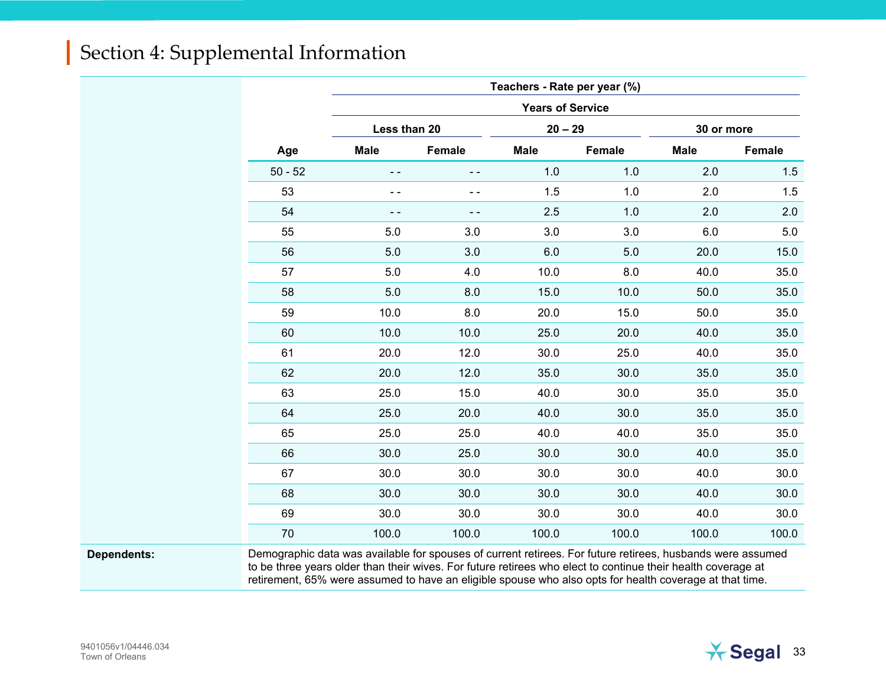## Section 4: Supplemental Information

| | Teachers - Rate per year (%) | | | | | |
|---|---|---|---|---|---|---|
| | Years of Service | | | | | |
| | Less than 20 | | 20 – 29 | | 30 or more | |
| Age | Male | Female | Male | Female | Male | Female |
| 50 - 52 | - - | - - | 1.0 | 1.0 | 2.0 | 1.5 |
| 53 | - - | - - | 1.5 | 1.0 | 2.0 | 1.5 |
| 54 | - - | - - | 2.5 | 1.0 | 2.0 | 2.0 |
| 55 | 5.0 | 3.0 | 3.0 | 3.0 | 6.0 | 5.0 |
| 56 | 5.0 | 3.0 | 6.0 | 5.0 | 20.0 | 15.0 |
| 57 | 5.0 | 4.0 | 10.0 | 8.0 | 40.0 | 35.0 |
| 58 | 5.0 | 8.0 | 15.0 | 10.0 | 50.0 | 35.0 |
| 59 | 10.0 | 8.0 | 20.0 | 15.0 | 50.0 | 35.0 |
| 60 | 10.0 | 10.0 | 25.0 | 20.0 | 40.0 | 35.0 |
| 61 | 20.0 | 12.0 | 30.0 | 25.0 | 40.0 | 35.0 |
| 62 | 20.0 | 12.0 | 35.0 | 30.0 | 35.0 | 35.0 |
| 63 | 25.0 | 15.0 | 40.0 | 30.0 | 35.0 | 35.0 |
| 64 | 25.0 | 20.0 | 40.0 | 30.0 | 35.0 | 35.0 |
| 65 | 25.0 | 25.0 | 40.0 | 40.0 | 35.0 | 35.0 |
| 66 | 30.0 | 25.0 | 30.0 | 30.0 | 40.0 | 35.0 |
| 67 | 30.0 | 30.0 | 30.0 | 30.0 | 40.0 | 30.0 |
| 68 | 30.0 | 30.0 | 30.0 | 30.0 | 40.0 | 30.0 |
| 69 | 30.0 | 30.0 | 30.0 | 30.0 | 40.0 | 30.0 |
| 70 | 100.0 | 100.0 | 100.0 | 100.0 | 100.0 | 100.0 |

**Dependents:** Demographic data was available for spouses of current retirees. For future retirees, husbands were assumed to be three years older than their wives. For future retirees who elect to continue their health coverage at retirement, 65% were assumed to have an eligible spouse who also opts for health coverage at that time.

9401056v1/04446.034
Town of Orleans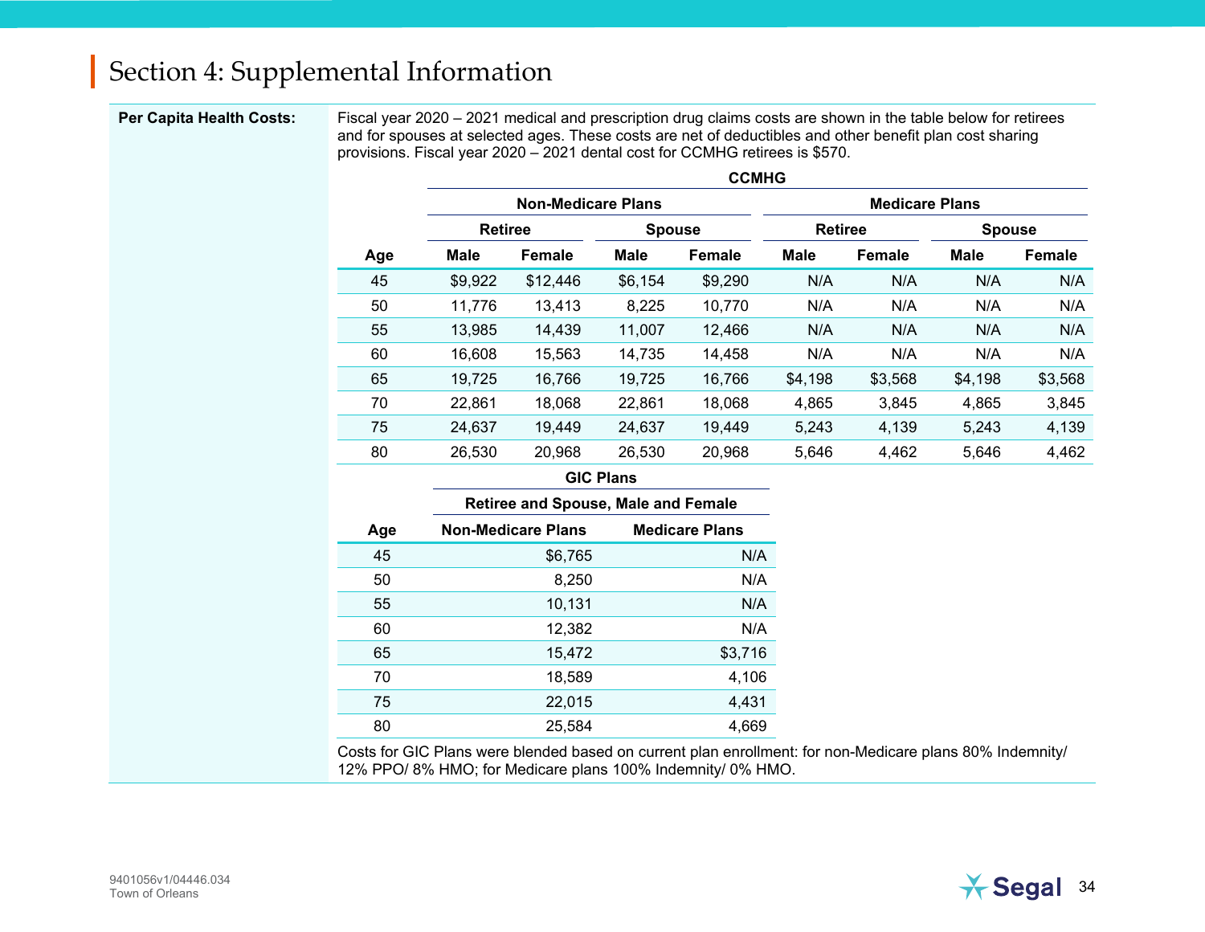## Section 4: Supplemental Information

**Per Capita Health Costs:**

Fiscal year 2020 – 2021 medical and prescription drug claims costs are shown in the table below for retirees and for spouses at selected ages. These costs are net of deductibles and other benefit plan cost sharing provisions. Fiscal year 2020 – 2021 dental cost for CCMHG retirees is $570.

| | CCMHG | | | | | | | |
|---|---|---|---|---|---|---|---|---|
| | Non-Medicare Plans | | | | Medicare Plans | | | |
| | Retiree | | Spouse | | Retiree | | Spouse | |
| Age | Male | Female | Male | Female | Male | Female | Male | Female |
| 45 | $9,922 | $12,446 | $6,154 | $9,290 | N/A | N/A | N/A | N/A |
| 50 | 11,776 | 13,413 | 8,225 | 10,770 | N/A | N/A | N/A | N/A |
| 55 | 13,985 | 14,439 | 11,007 | 12,466 | N/A | N/A | N/A | N/A |
| 60 | 16,608 | 15,563 | 14,735 | 14,458 | N/A | N/A | N/A | N/A |
| 65 | 19,725 | 16,766 | 19,725 | 16,766 | $4,198 | $3,568 | $4,198 | $3,568 |
| 70 | 22,861 | 18,068 | 22,861 | 18,068 | 4,865 | 3,845 | 4,865 | 3,845 |
| 75 | 24,637 | 19,449 | 24,637 | 19,449 | 5,243 | 4,139 | 5,243 | 4,139 |
| 80 | 26,530 | 20,968 | 26,530 | 20,968 | 5,646 | 4,462 | 5,646 | 4,462 |

| | GIC Plans | |
|---|---|---|
| | Retiree and Spouse, Male and Female | |
| Age | Non-Medicare Plans | Medicare Plans |
| 45 | $6,765 | N/A |
| 50 | 8,250 | N/A |
| 55 | 10,131 | N/A |
| 60 | 12,382 | N/A |
| 65 | 15,472 | $3,716 |
| 70 | 18,589 | 4,106 |
| 75 | 22,015 | 4,431 |
| 80 | 25,584 | 4,669 |

Costs for GIC Plans were blended based on current plan enrollment: for non-Medicare plans 80% Indemnity/ 12% PPO/ 8% HMO; for Medicare plans 100% Indemnity/ 0% HMO.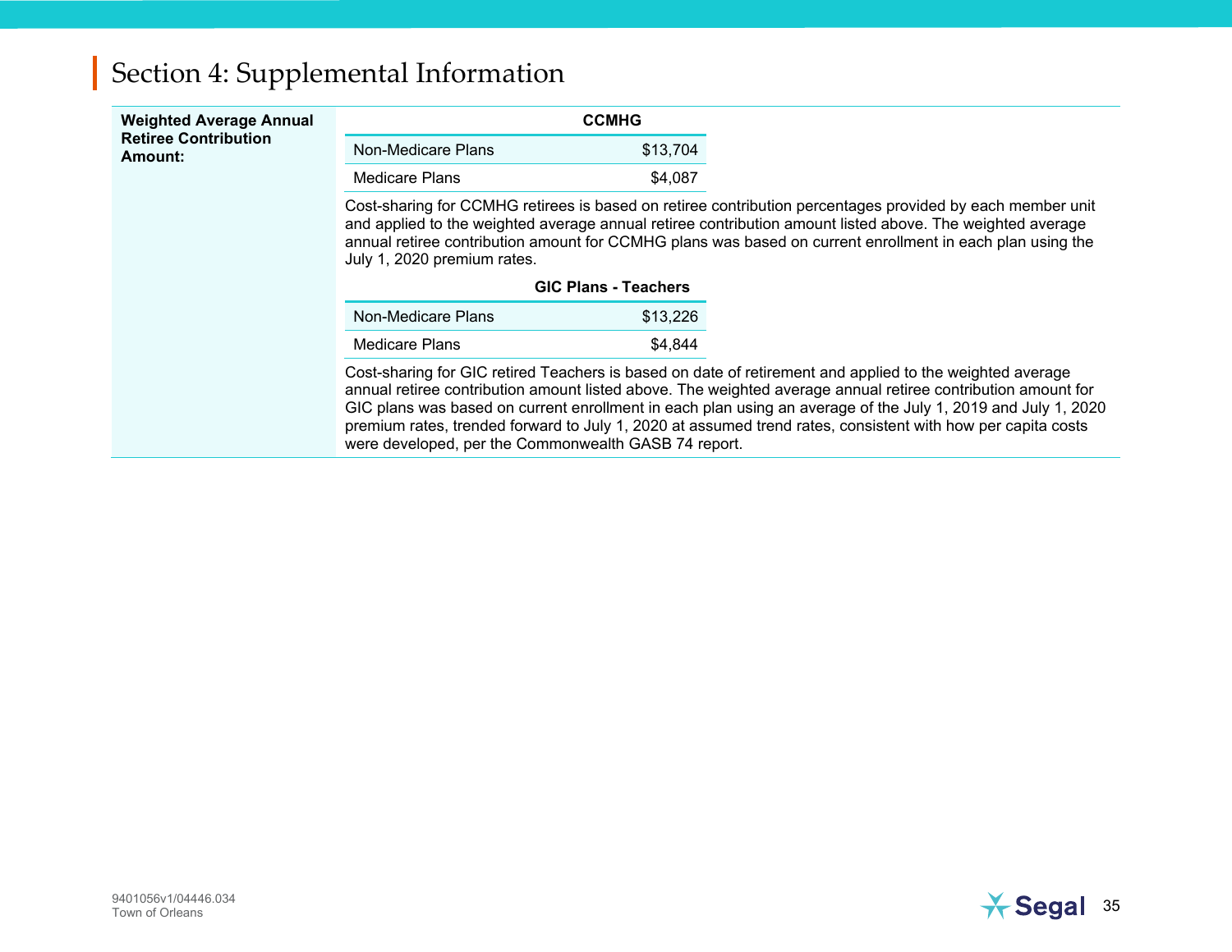## Section 4: Supplemental Information

**Weighted Average Annual Retiree Contribution Amount:**

| CCMHG | |
|---|---|
| Non-Medicare Plans | $13,704 |
| Medicare Plans | $4,087 |

Cost-sharing for CCMHG retirees is based on retiree contribution percentages provided by each member unit and applied to the weighted average annual retiree contribution amount listed above. The weighted average annual retiree contribution amount for CCMHG plans was based on current enrollment in each plan using the July 1, 2020 premium rates.

| GIC Plans - Teachers | |
|---|---|
| Non-Medicare Plans | $13,226 |
| Medicare Plans | $4,844 |

Cost-sharing for GIC retired Teachers is based on date of retirement and applied to the weighted average annual retiree contribution amount listed above. The weighted average annual retiree contribution amount for GIC plans was based on current enrollment in each plan using an average of the July 1, 2019 and July 1, 2020 premium rates, trended forward to July 1, 2020 at assumed trend rates, consistent with how per capita costs were developed, per the Commonwealth GASB 74 report.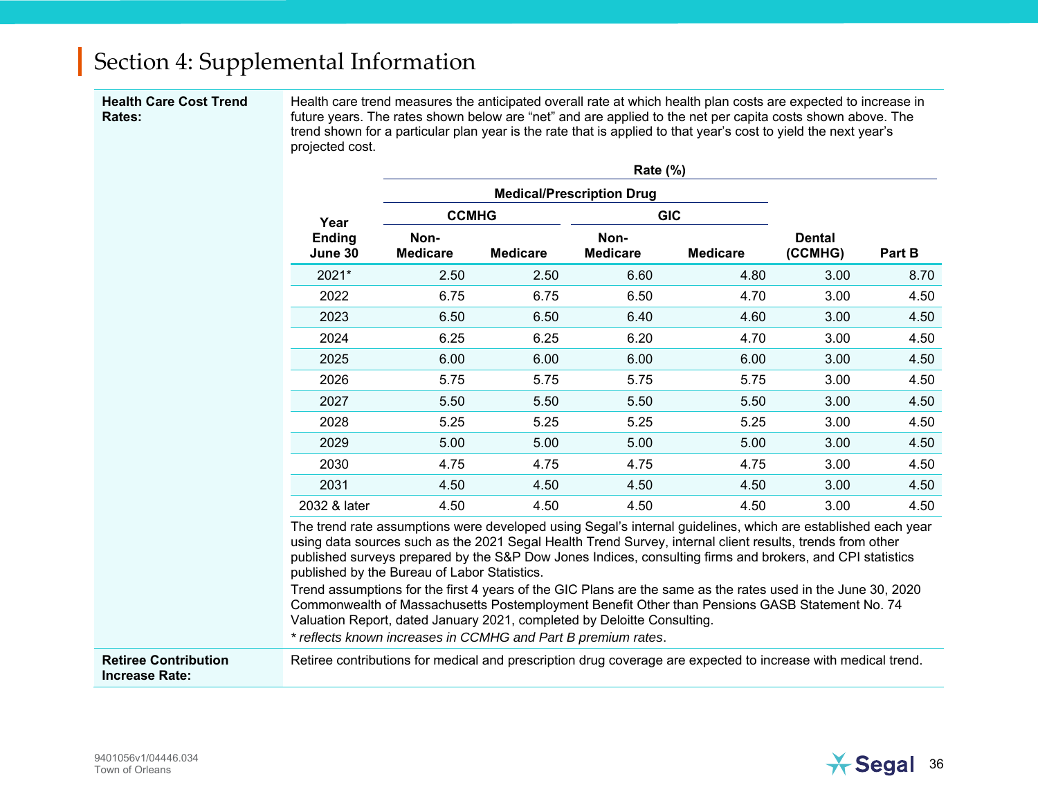# Section 4: Supplemental Information

**Health Care Cost Trend Rates:**

Health care trend measures the anticipated overall rate at which health plan costs are expected to increase in future years. The rates shown below are "net" and are applied to the net per capita costs shown above. The trend shown for a particular plan year is the rate that is applied to that year's cost to yield the next year's projected cost.

| | Rate (%) | | | | | |
|---|---|---|---|---|---|---|
| | Medical/Prescription Drug | | | | | |
| | CCMHG | | GIC | | | |
| Year Ending June 30 | Non-Medicare | Medicare | Non-Medicare | Medicare | Dental (CCMHG) | Part B |
| 2021* | 2.50 | 2.50 | 6.60 | 4.80 | 3.00 | 8.70 |
| 2022 | 6.75 | 6.75 | 6.50 | 4.70 | 3.00 | 4.50 |
| 2023 | 6.50 | 6.50 | 6.40 | 4.60 | 3.00 | 4.50 |
| 2024 | 6.25 | 6.25 | 6.20 | 4.70 | 3.00 | 4.50 |
| 2025 | 6.00 | 6.00 | 6.00 | 6.00 | 3.00 | 4.50 |
| 2026 | 5.75 | 5.75 | 5.75 | 5.75 | 3.00 | 4.50 |
| 2027 | 5.50 | 5.50 | 5.50 | 5.50 | 3.00 | 4.50 |
| 2028 | 5.25 | 5.25 | 5.25 | 5.25 | 3.00 | 4.50 |
| 2029 | 5.00 | 5.00 | 5.00 | 5.00 | 3.00 | 4.50 |
| 2030 | 4.75 | 4.75 | 4.75 | 4.75 | 3.00 | 4.50 |
| 2031 | 4.50 | 4.50 | 4.50 | 4.50 | 3.00 | 4.50 |
| 2032 & later | 4.50 | 4.50 | 4.50 | 4.50 | 3.00 | 4.50 |

The trend rate assumptions were developed using Segal's internal guidelines, which are established each year using data sources such as the 2021 Segal Health Trend Survey, internal client results, trends from other published surveys prepared by the S&P Dow Jones Indices, consulting firms and brokers, and CPI statistics published by the Bureau of Labor Statistics.

Trend assumptions for the first 4 years of the GIC Plans are the same as the rates used in the June 30, 2020 Commonwealth of Massachusetts Postemployment Benefit Other than Pensions GASB Statement No. 74 Valuation Report, dated January 2021, completed by Deloitte Consulting.

*\* reflects known increases in CCMHG and Part B premium rates*.

**Retiree Contribution Increase Rate:**

Retiree contributions for medical and prescription drug coverage are expected to increase with medical trend.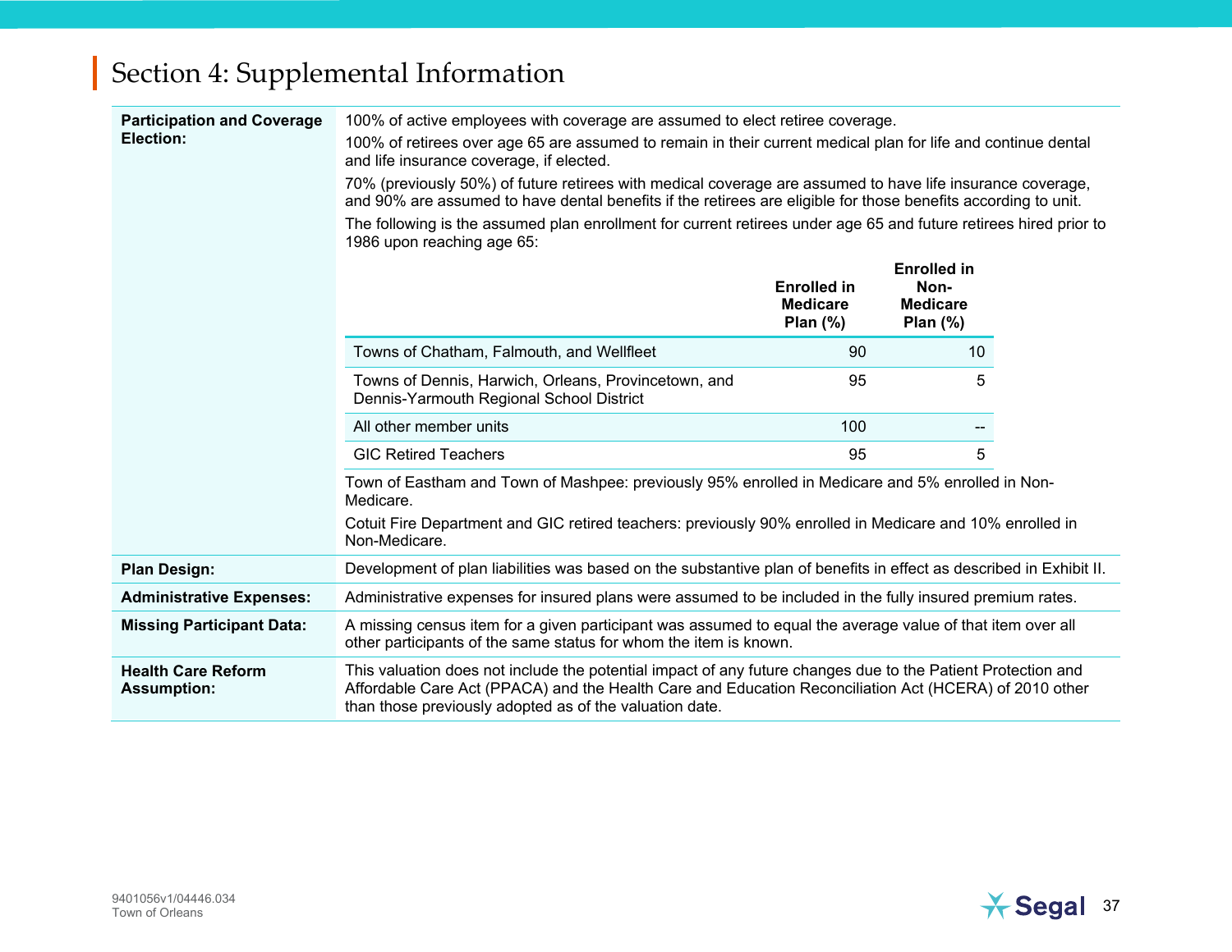# Section 4: Supplemental Information

**Participation and Coverage Election:**

100% of active employees with coverage are assumed to elect retiree coverage.

100% of retirees over age 65 are assumed to remain in their current medical plan for life and continue dental and life insurance coverage, if elected.

70% (previously 50%) of future retirees with medical coverage are assumed to have life insurance coverage, and 90% are assumed to have dental benefits if the retirees are eligible for those benefits according to unit.

The following is the assumed plan enrollment for current retirees under age 65 and future retirees hired prior to 1986 upon reaching age 65:

| | Enrolled in Medicare Plan (%) | Enrolled in Non-Medicare Plan (%) |
|---|---|---|
| Towns of Chatham, Falmouth, and Wellfleet | 90 | 10 |
| Towns of Dennis, Harwich, Orleans, Provincetown, and Dennis-Yarmouth Regional School District | 95 | 5 |
| All other member units | 100 | -- |
| GIC Retired Teachers | 95 | 5 |

Town of Eastham and Town of Mashpee: previously 95% enrolled in Medicare and 5% enrolled in Non-Medicare.

Cotuit Fire Department and GIC retired teachers: previously 90% enrolled in Medicare and 10% enrolled in Non-Medicare.

**Plan Design:** Development of plan liabilities was based on the substantive plan of benefits in effect as described in Exhibit II.

**Administrative Expenses:** Administrative expenses for insured plans were assumed to be included in the fully insured premium rates.

**Missing Participant Data:** A missing census item for a given participant was assumed to equal the average value of that item over all other participants of the same status for whom the item is known.

**Health Care Reform Assumption:** This valuation does not include the potential impact of any future changes due to the Patient Protection and Affordable Care Act (PPACA) and the Health Care and Education Reconciliation Act (HCERA) of 2010 other than those previously adopted as of the valuation date.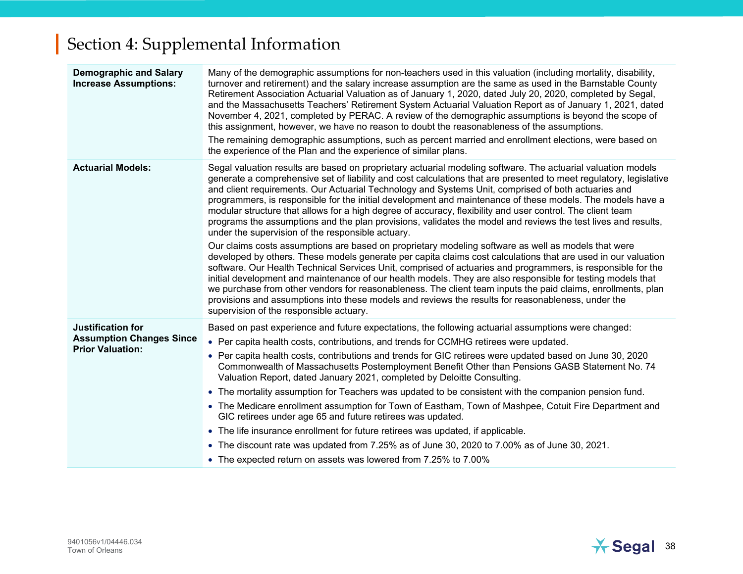# Section 4: Supplemental Information

| | |
|---|---|
| **Demographic and Salary Increase Assumptions:** | Many of the demographic assumptions for non-teachers used in this valuation (including mortality, disability, turnover and retirement) and the salary increase assumption are the same as used in the Barnstable County Retirement Association Actuarial Valuation as of January 1, 2020, dated July 20, 2020, completed by Segal, and the Massachusetts Teachers' Retirement System Actuarial Valuation Report as of January 1, 2021, dated November 4, 2021, completed by PERAC. A review of the demographic assumptions is beyond the scope of this assignment, however, we have no reason to doubt the reasonableness of the assumptions.<br><br>The remaining demographic assumptions, such as percent married and enrollment elections, were based on the experience of the Plan and the experience of similar plans. |
| **Actuarial Models:** | Segal valuation results are based on proprietary actuarial modeling software. The actuarial valuation models generate a comprehensive set of liability and cost calculations that are presented to meet regulatory, legislative and client requirements. Our Actuarial Technology and Systems Unit, comprised of both actuaries and programmers, is responsible for the initial development and maintenance of these models. The models have a modular structure that allows for a high degree of accuracy, flexibility and user control. The client team programs the assumptions and the plan provisions, validates the model and reviews the test lives and results, under the supervision of the responsible actuary.<br><br>Our claims costs assumptions are based on proprietary modeling software as well as models that were developed by others. These models generate per capita claims cost calculations that are used in our valuation software. Our Health Technical Services Unit, comprised of actuaries and programmers, is responsible for the initial development and maintenance of our health models. They are also responsible for testing models that we purchase from other vendors for reasonableness. The client team inputs the paid claims, enrollments, plan provisions and assumptions into these models and reviews the results for reasonableness, under the supervision of the responsible actuary. |
| **Justification for Assumption Changes Since Prior Valuation:** | Based on past experience and future expectations, the following actuarial assumptions were changed:<br>• Per capita health costs, contributions, and trends for CCMHG retirees were updated.<br>• Per capita health costs, contributions and trends for GIC retirees were updated based on June 30, 2020 Commonwealth of Massachusetts Postemployment Benefit Other than Pensions GASB Statement No. 74 Valuation Report, dated January 2021, completed by Deloitte Consulting.<br>• The mortality assumption for Teachers was updated to be consistent with the companion pension fund.<br>• The Medicare enrollment assumption for Town of Eastham, Town of Mashpee, Cotuit Fire Department and GIC retirees under age 65 and future retirees was updated.<br>• The life insurance enrollment for future retirees was updated, if applicable.<br>• The discount rate was updated from 7.25% as of June 30, 2020 to 7.00% as of June 30, 2021.<br>• The expected return on assets was lowered from 7.25% to 7.00% |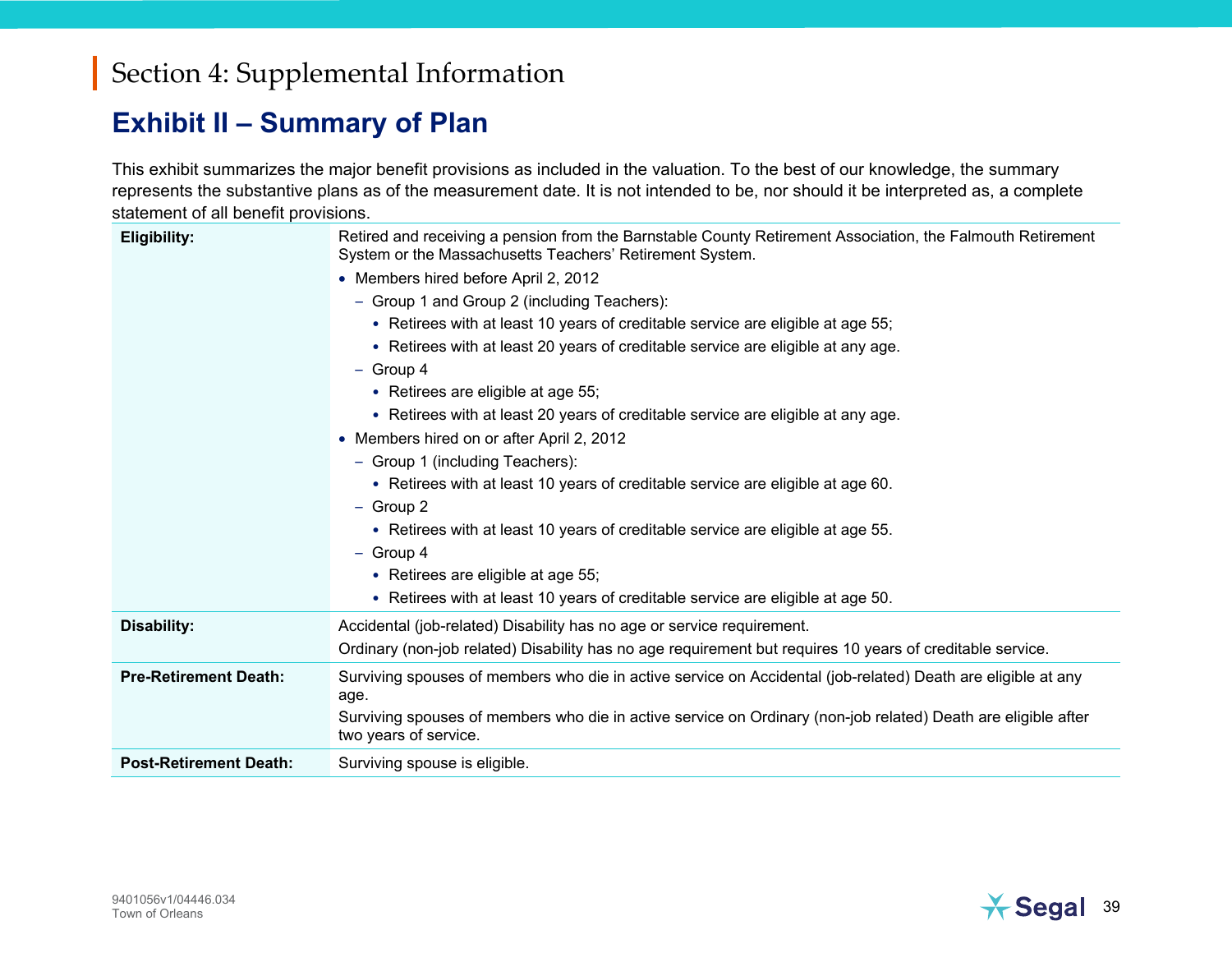# Section 4: Supplemental Information

## Exhibit II – Summary of Plan

This exhibit summarizes the major benefit provisions as included in the valuation. To the best of our knowledge, the summary represents the substantive plans as of the measurement date. It is not intended to be, nor should it be interpreted as, a complete statement of all benefit provisions.

| | |
|---|---|
| **Eligibility:** | Retired and receiving a pension from the Barnstable County Retirement Association, the Falmouth Retirement System or the Massachusetts Teachers' Retirement System.<br>• Members hired before April 2, 2012<br>&nbsp;&nbsp;– Group 1 and Group 2 (including Teachers):<br>&nbsp;&nbsp;&nbsp;&nbsp;• Retirees with at least 10 years of creditable service are eligible at age 55;<br>&nbsp;&nbsp;&nbsp;&nbsp;• Retirees with at least 20 years of creditable service are eligible at any age.<br>&nbsp;&nbsp;– Group 4<br>&nbsp;&nbsp;&nbsp;&nbsp;• Retirees are eligible at age 55;<br>&nbsp;&nbsp;&nbsp;&nbsp;• Retirees with at least 20 years of creditable service are eligible at any age.<br>• Members hired on or after April 2, 2012<br>&nbsp;&nbsp;– Group 1 (including Teachers):<br>&nbsp;&nbsp;&nbsp;&nbsp;• Retirees with at least 10 years of creditable service are eligible at age 60.<br>&nbsp;&nbsp;– Group 2<br>&nbsp;&nbsp;&nbsp;&nbsp;• Retirees with at least 10 years of creditable service are eligible at age 55.<br>&nbsp;&nbsp;– Group 4<br>&nbsp;&nbsp;&nbsp;&nbsp;• Retirees are eligible at age 55;<br>&nbsp;&nbsp;&nbsp;&nbsp;• Retirees with at least 10 years of creditable service are eligible at age 50. |
| **Disability:** | Accidental (job-related) Disability has no age or service requirement.<br>Ordinary (non-job related) Disability has no age requirement but requires 10 years of creditable service. |
| **Pre-Retirement Death:** | Surviving spouses of members who die in active service on Accidental (job-related) Death are eligible at any age.<br>Surviving spouses of members who die in active service on Ordinary (non-job related) Death are eligible after two years of service. |
| **Post-Retirement Death:** | Surviving spouse is eligible. |

9401056v1/04446.034
Town of Orleans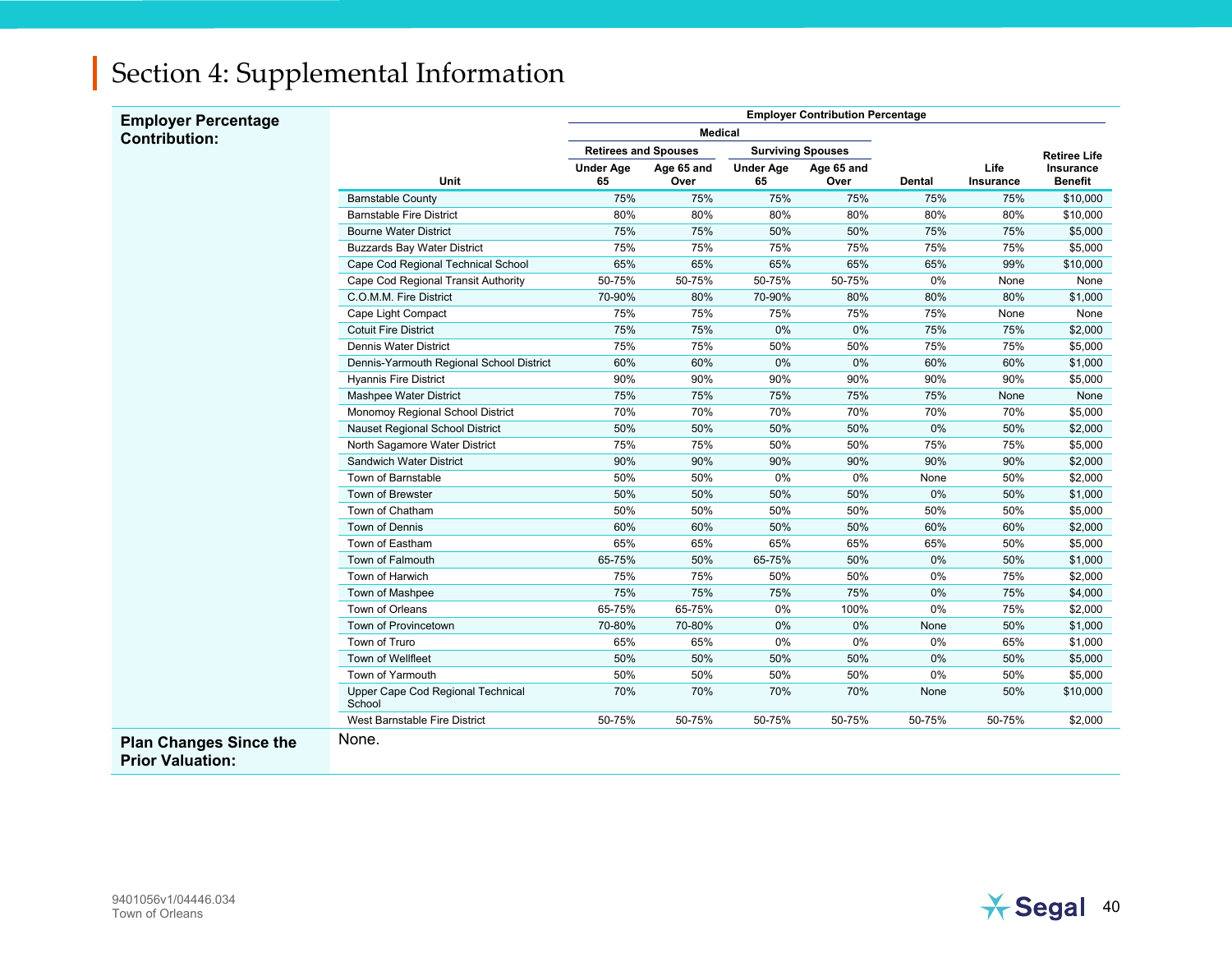# Section 4: Supplemental Information

**Employer Percentage Contribution:**

| Unit | Employer Contribution Percentage | | | | | | |
|---|---|---|---|---|---|---|---|
| | Medical | | | | | | |
| | Retirees and Spouses | | Surviving Spouses | | | | |
| | Under Age 65 | Age 65 and Over | Under Age 65 | Age 65 and Over | Dental | Life Insurance | Retiree Life Insurance Benefit |
| Barnstable County | 75% | 75% | 75% | 75% | 75% | 75% | $10,000 |
| Barnstable Fire District | 80% | 80% | 80% | 80% | 80% | 80% | $10,000 |
| Bourne Water District | 75% | 75% | 50% | 50% | 75% | 75% | $5,000 |
| Buzzards Bay Water District | 75% | 75% | 75% | 75% | 75% | 75% | $5,000 |
| Cape Cod Regional Technical School | 65% | 65% | 65% | 65% | 65% | 99% | $10,000 |
| Cape Cod Regional Transit Authority | 50-75% | 50-75% | 50-75% | 50-75% | 0% | None | None |
| C.O.M.M. Fire District | 70-90% | 80% | 70-90% | 80% | 80% | 80% | $1,000 |
| Cape Light Compact | 75% | 75% | 75% | 75% | 75% | None | None |
| Cotuit Fire District | 75% | 75% | 0% | 0% | 75% | 75% | $2,000 |
| Dennis Water District | 75% | 75% | 50% | 50% | 75% | 75% | $5,000 |
| Dennis-Yarmouth Regional School District | 60% | 60% | 0% | 0% | 60% | 60% | $1,000 |
| Hyannis Fire District | 90% | 90% | 90% | 90% | 90% | 90% | $5,000 |
| Mashpee Water District | 75% | 75% | 75% | 75% | 75% | None | None |
| Monomoy Regional School District | 70% | 70% | 70% | 70% | 70% | 70% | $5,000 |
| Nauset Regional School District | 50% | 50% | 50% | 50% | 0% | 50% | $2,000 |
| North Sagamore Water District | 75% | 75% | 50% | 50% | 75% | 75% | $5,000 |
| Sandwich Water District | 90% | 90% | 90% | 90% | 90% | 90% | $2,000 |
| Town of Barnstable | 50% | 50% | 0% | 0% | None | 50% | $2,000 |
| Town of Brewster | 50% | 50% | 50% | 50% | 0% | 50% | $1,000 |
| Town of Chatham | 50% | 50% | 50% | 50% | 50% | 50% | $5,000 |
| Town of Dennis | 60% | 60% | 50% | 50% | 60% | 60% | $2,000 |
| Town of Eastham | 65% | 65% | 65% | 65% | 65% | 50% | $5,000 |
| Town of Falmouth | 65-75% | 50% | 65-75% | 50% | 0% | 50% | $1,000 |
| Town of Harwich | 75% | 75% | 50% | 50% | 0% | 75% | $2,000 |
| Town of Mashpee | 75% | 75% | 75% | 75% | 0% | 75% | $4,000 |
| Town of Orleans | 65-75% | 65-75% | 0% | 100% | 0% | 75% | $2,000 |
| Town of Provincetown | 70-80% | 70-80% | 0% | 0% | None | 50% | $1,000 |
| Town of Truro | 65% | 65% | 0% | 0% | 0% | 65% | $1,000 |
| Town of Wellfleet | 50% | 50% | 50% | 50% | 0% | 50% | $5,000 |
| Town of Yarmouth | 50% | 50% | 50% | 50% | 0% | 50% | $5,000 |
| Upper Cape Cod Regional Technical School | 70% | 70% | 70% | 70% | None | 50% | $10,000 |
| West Barnstable Fire District | 50-75% | 50-75% | 50-75% | 50-75% | 50-75% | 50-75% | $2,000 |

**Plan Changes Since the Prior Valuation:**

None.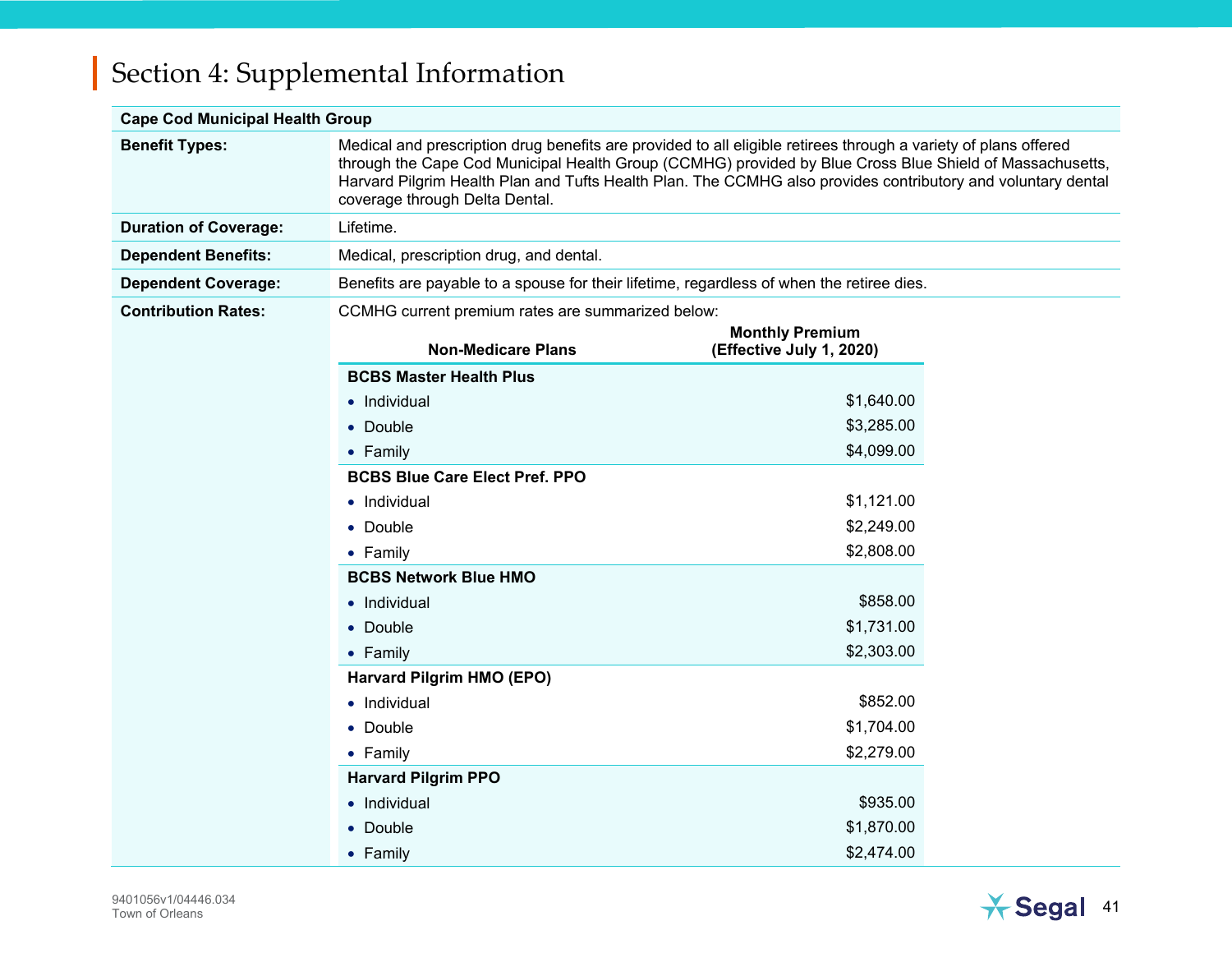# Section 4: Supplemental Information

| Cape Cod Municipal Health Group | |
|---|---|
| **Benefit Types:** | Medical and prescription drug benefits are provided to all eligible retirees through a variety of plans offered through the Cape Cod Municipal Health Group (CCMHG) provided by Blue Cross Blue Shield of Massachusetts, Harvard Pilgrim Health Plan and Tufts Health Plan. The CCMHG also provides contributory and voluntary dental coverage through Delta Dental. |
| **Duration of Coverage:** | Lifetime. |
| **Dependent Benefits:** | Medical, prescription drug, and dental. |
| **Dependent Coverage:** | Benefits are payable to a spouse for their lifetime, regardless of when the retiree dies. |
| **Contribution Rates:** | CCMHG current premium rates are summarized below: |

| Non-Medicare Plans | Monthly Premium (Effective July 1, 2020) |
|---|---|
| **BCBS Master Health Plus** | |
| • Individual | $1,640.00 |
| • Double | $3,285.00 |
| • Family | $4,099.00 |
| **BCBS Blue Care Elect Pref. PPO** | |
| • Individual | $1,121.00 |
| • Double | $2,249.00 |
| • Family | $2,808.00 |
| **BCBS Network Blue HMO** | |
| • Individual | $858.00 |
| • Double | $1,731.00 |
| • Family | $2,303.00 |
| **Harvard Pilgrim HMO (EPO)** | |
| • Individual | $852.00 |
| • Double | $1,704.00 |
| • Family | $2,279.00 |
| **Harvard Pilgrim PPO** | |
| • Individual | $935.00 |
| • Double | $1,870.00 |
| • Family | $2,474.00 |

9401056v1/04446.034
Town of Orleans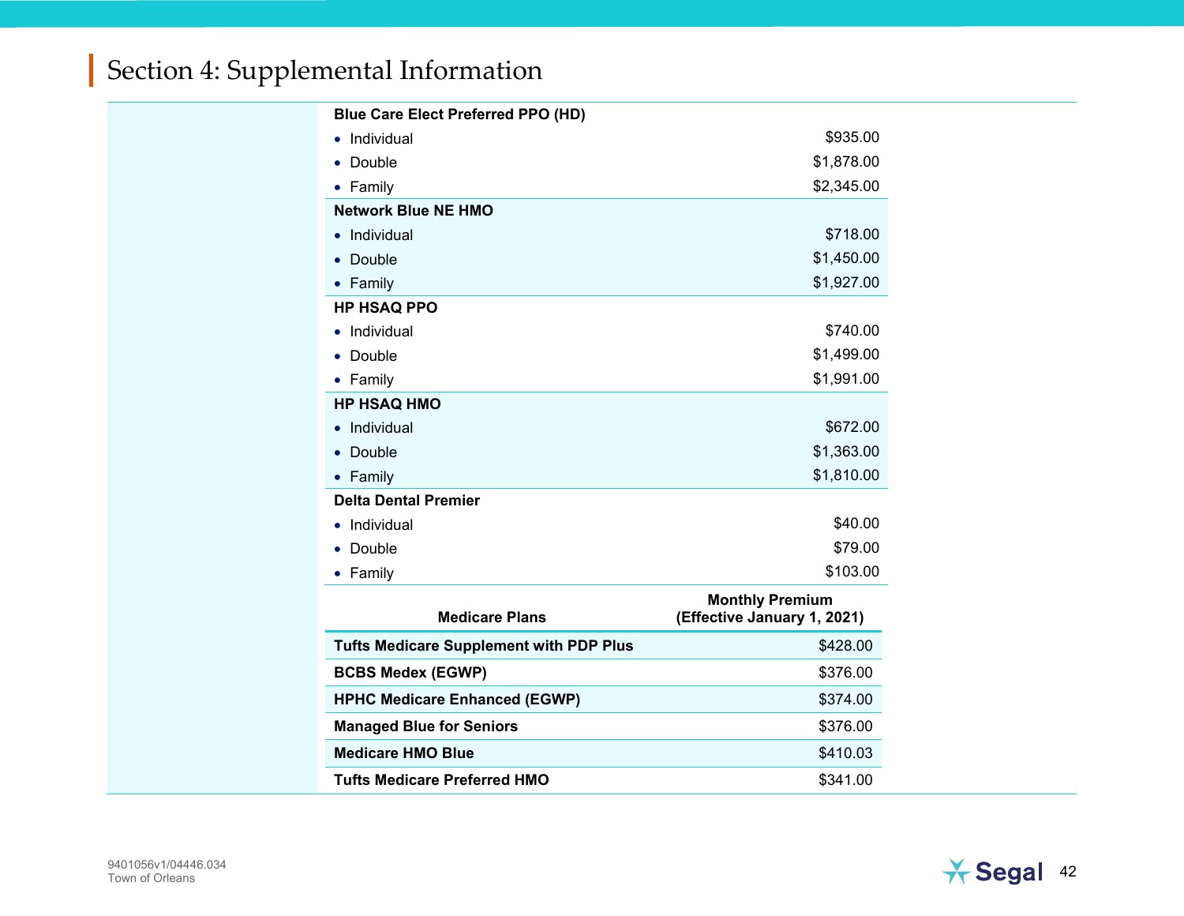## Section 4: Supplemental Information

| | |
|---|---|
| **Blue Care Elect Preferred PPO (HD)** | |
| • Individual | $935.00 |
| • Double | $1,878.00 |
| • Family | $2,345.00 |
| **Network Blue NE HMO** | |
| • Individual | $718.00 |
| • Double | $1,450.00 |
| • Family | $1,927.00 |
| **HP HSAQ PPO** | |
| • Individual | $740.00 |
| • Double | $1,499.00 |
| • Family | $1,991.00 |
| **HP HSAQ HMO** | |
| • Individual | $672.00 |
| • Double | $1,363.00 |
| • Family | $1,810.00 |
| **Delta Dental Premier** | |
| • Individual | $40.00 |
| • Double | $79.00 |
| • Family | $103.00 |

| Medicare Plans | Monthly Premium (Effective January 1, 2021) |
|---|---|
| **Tufts Medicare Supplement with PDP Plus** | $428.00 |
| **BCBS Medex (EGWP)** | $376.00 |
| **HPHC Medicare Enhanced (EGWP)** | $374.00 |
| **Managed Blue for Seniors** | $376.00 |
| **Medicare HMO Blue** | $410.03 |
| **Tufts Medicare Preferred HMO** | $341.00 |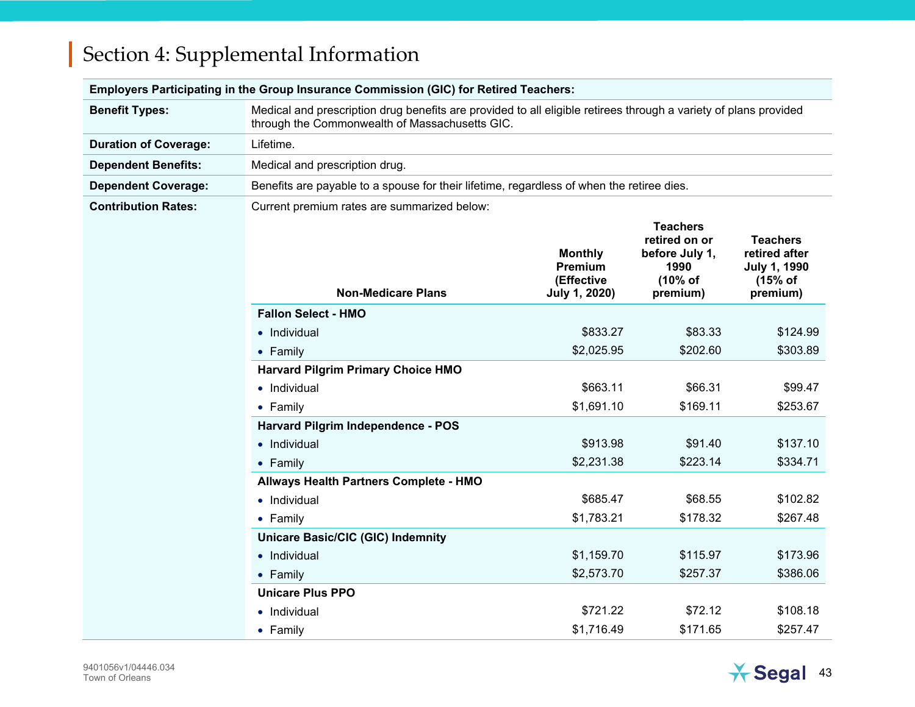# Section 4: Supplemental Information

| **Employers Participating in the Group Insurance Commission (GIC) for Retired Teachers:** | |
|---|---|
| **Benefit Types:** | Medical and prescription drug benefits are provided to all eligible retirees through a variety of plans provided through the Commonwealth of Massachusetts GIC. |
| **Duration of Coverage:** | Lifetime. |
| **Dependent Benefits:** | Medical and prescription drug. |
| **Dependent Coverage:** | Benefits are payable to a spouse for their lifetime, regardless of when the retiree dies. |
| **Contribution Rates:** | Current premium rates are summarized below: |

| Non-Medicare Plans | Monthly Premium (Effective July 1, 2020) | Teachers retired on or before July 1, 1990 (10% of premium) | Teachers retired after July 1, 1990 (15% of premium) |
|---|---|---|---|
| **Fallon Select - HMO** | | | |
| • Individual | $833.27 | $83.33 | $124.99 |
| • Family | $2,025.95 | $202.60 | $303.89 |
| **Harvard Pilgrim Primary Choice HMO** | | | |
| • Individual | $663.11 | $66.31 | $99.47 |
| • Family | $1,691.10 | $169.11 | $253.67 |
| **Harvard Pilgrim Independence - POS** | | | |
| • Individual | $913.98 | $91.40 | $137.10 |
| • Family | $2,231.38 | $223.14 | $334.71 |
| **Allways Health Partners Complete - HMO** | | | |
| • Individual | $685.47 | $68.55 | $102.82 |
| • Family | $1,783.21 | $178.32 | $267.48 |
| **Unicare Basic/CIC (GIC) Indemnity** | | | |
| • Individual | $1,159.70 | $115.97 | $173.96 |
| • Family | $2,573.70 | $257.37 | $386.06 |
| **Unicare Plus PPO** | | | |
| • Individual | $721.22 | $72.12 | $108.18 |
| • Family | $1,716.49 | $171.65 | $257.47 |

9401056v1/04446.034
Town of Orleans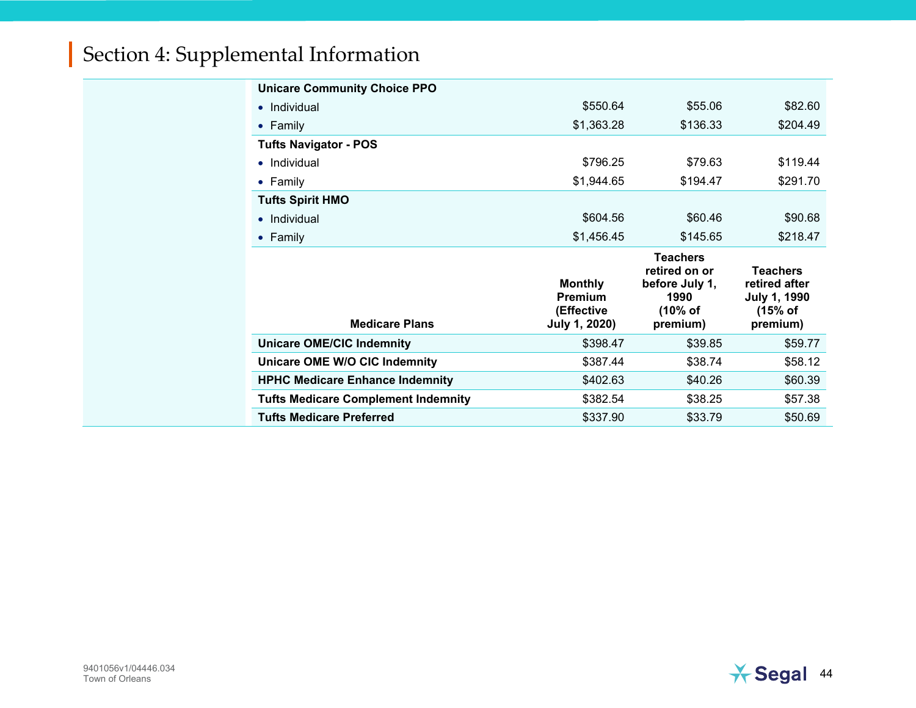## Section 4: Supplemental Information

| | | | |
|---|---|---|---|
| **Unicare Community Choice PPO** | | | |
| • Individual | $550.64 | $55.06 | $82.60 |
| • Family | $1,363.28 | $136.33 | $204.49 |
| **Tufts Navigator - POS** | | | |
| • Individual | $796.25 | $79.63 | $119.44 |
| • Family | $1,944.65 | $194.47 | $291.70 |
| **Tufts Spirit HMO** | | | |
| • Individual | $604.56 | $60.46 | $90.68 |
| • Family | $1,456.45 | $145.65 | $218.47 |

| Medicare Plans | Monthly Premium (Effective July 1, 2020) | Teachers retired on or before July 1, 1990 (10% of premium) | Teachers retired after July 1, 1990 (15% of premium) |
|---|---|---|---|
| **Unicare OME/CIC Indemnity** | $398.47 | $39.85 | $59.77 |
| **Unicare OME W/O CIC Indemnity** | $387.44 | $38.74 | $58.12 |
| **HPHC Medicare Enhance Indemnity** | $402.63 | $40.26 | $60.39 |
| **Tufts Medicare Complement Indemnity** | $382.54 | $38.25 | $57.38 |
| **Tufts Medicare Preferred** | $337.90 | $33.79 | $50.69 |

9401056v1/04446.034
Town of Orleans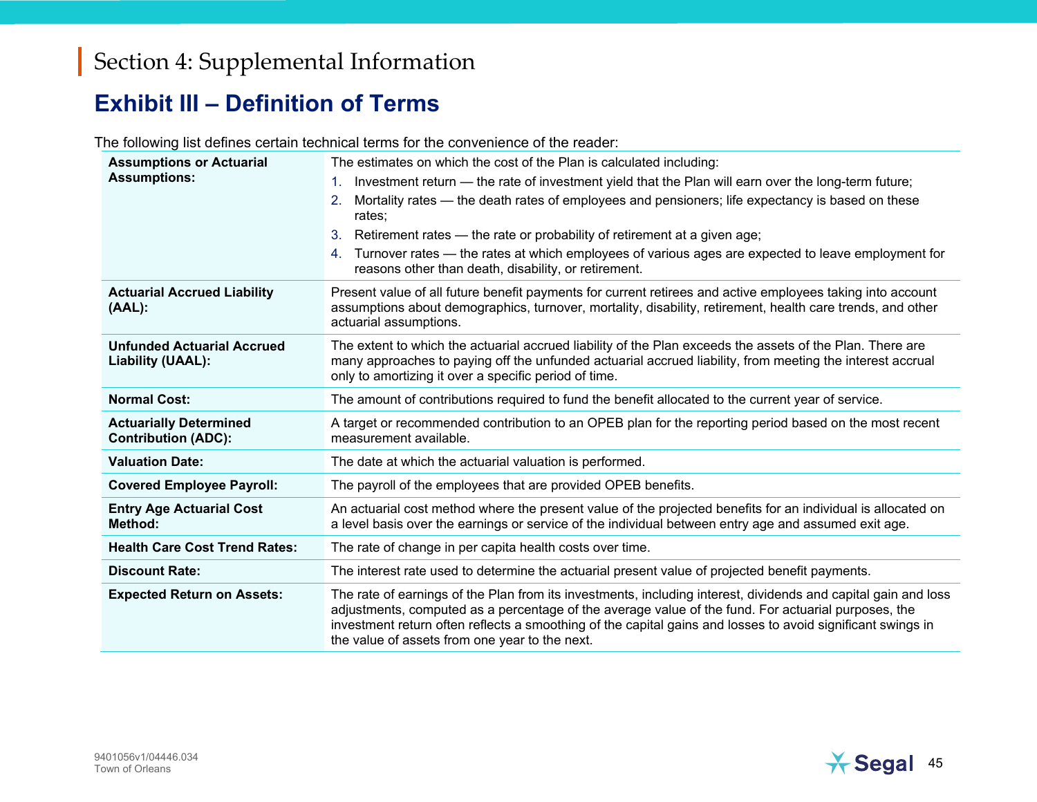# Section 4: Supplemental Information

## Exhibit III – Definition of Terms

The following list defines certain technical terms for the convenience of the reader:

| | |
|---|---|
| **Assumptions or Actuarial Assumptions:** | The estimates on which the cost of the Plan is calculated including:<br>1. Investment return — the rate of investment yield that the Plan will earn over the long-term future;<br>2. Mortality rates — the death rates of employees and pensioners; life expectancy is based on these rates;<br>3. Retirement rates — the rate or probability of retirement at a given age;<br>4. Turnover rates — the rates at which employees of various ages are expected to leave employment for reasons other than death, disability, or retirement. |
| **Actuarial Accrued Liability (AAL):** | Present value of all future benefit payments for current retirees and active employees taking into account assumptions about demographics, turnover, mortality, disability, retirement, health care trends, and other actuarial assumptions. |
| **Unfunded Actuarial Accrued Liability (UAAL):** | The extent to which the actuarial accrued liability of the Plan exceeds the assets of the Plan. There are many approaches to paying off the unfunded actuarial accrued liability, from meeting the interest accrual only to amortizing it over a specific period of time. |
| **Normal Cost:** | The amount of contributions required to fund the benefit allocated to the current year of service. |
| **Actuarially Determined Contribution (ADC):** | A target or recommended contribution to an OPEB plan for the reporting period based on the most recent measurement available. |
| **Valuation Date:** | The date at which the actuarial valuation is performed. |
| **Covered Employee Payroll:** | The payroll of the employees that are provided OPEB benefits. |
| **Entry Age Actuarial Cost Method:** | An actuarial cost method where the present value of the projected benefits for an individual is allocated on a level basis over the earnings or service of the individual between entry age and assumed exit age. |
| **Health Care Cost Trend Rates:** | The rate of change in per capita health costs over time. |
| **Discount Rate:** | The interest rate used to determine the actuarial present value of projected benefit payments. |
| **Expected Return on Assets:** | The rate of earnings of the Plan from its investments, including interest, dividends and capital gain and loss adjustments, computed as a percentage of the average value of the fund. For actuarial purposes, the investment return often reflects a smoothing of the capital gains and losses to avoid significant swings in the value of assets from one year to the next. |